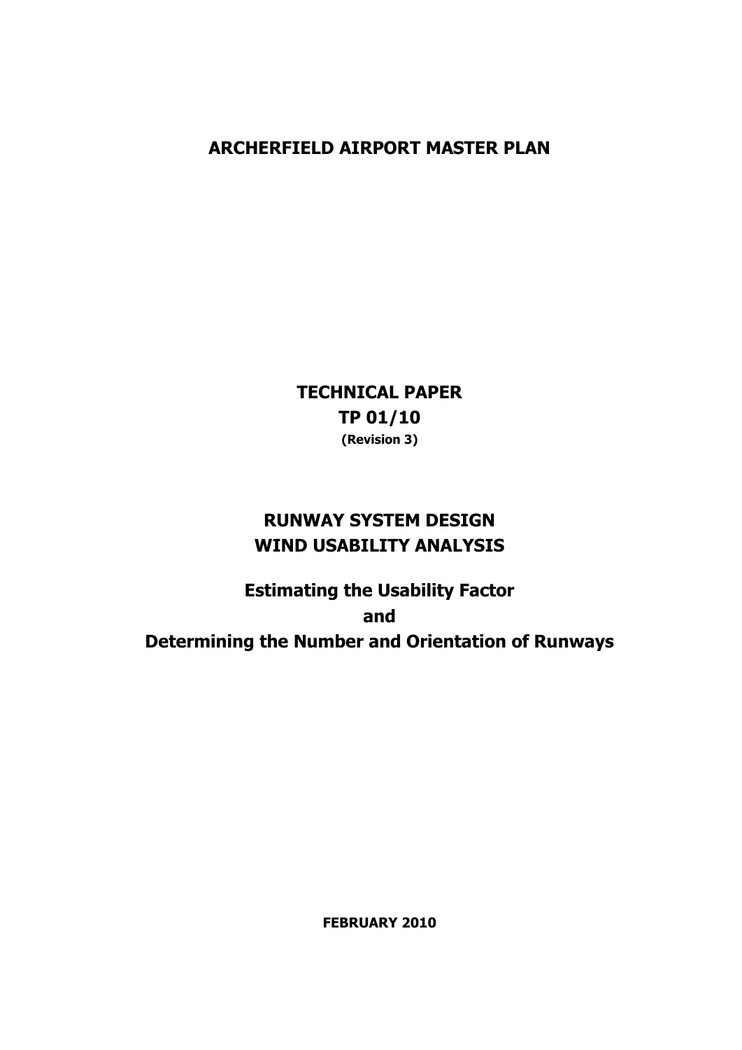# ARCHERFIELD AIRPORT MASTER PLAN

## TECHNICAL PAPER
## TP 01/10
**(Revision 3)**

## RUNWAY SYSTEM DESIGN
## WIND USABILITY ANALYSIS

### Estimating the Usability Factor
### and
### Determining the Number and Orientation of Runways

**FEBRUARY 2010**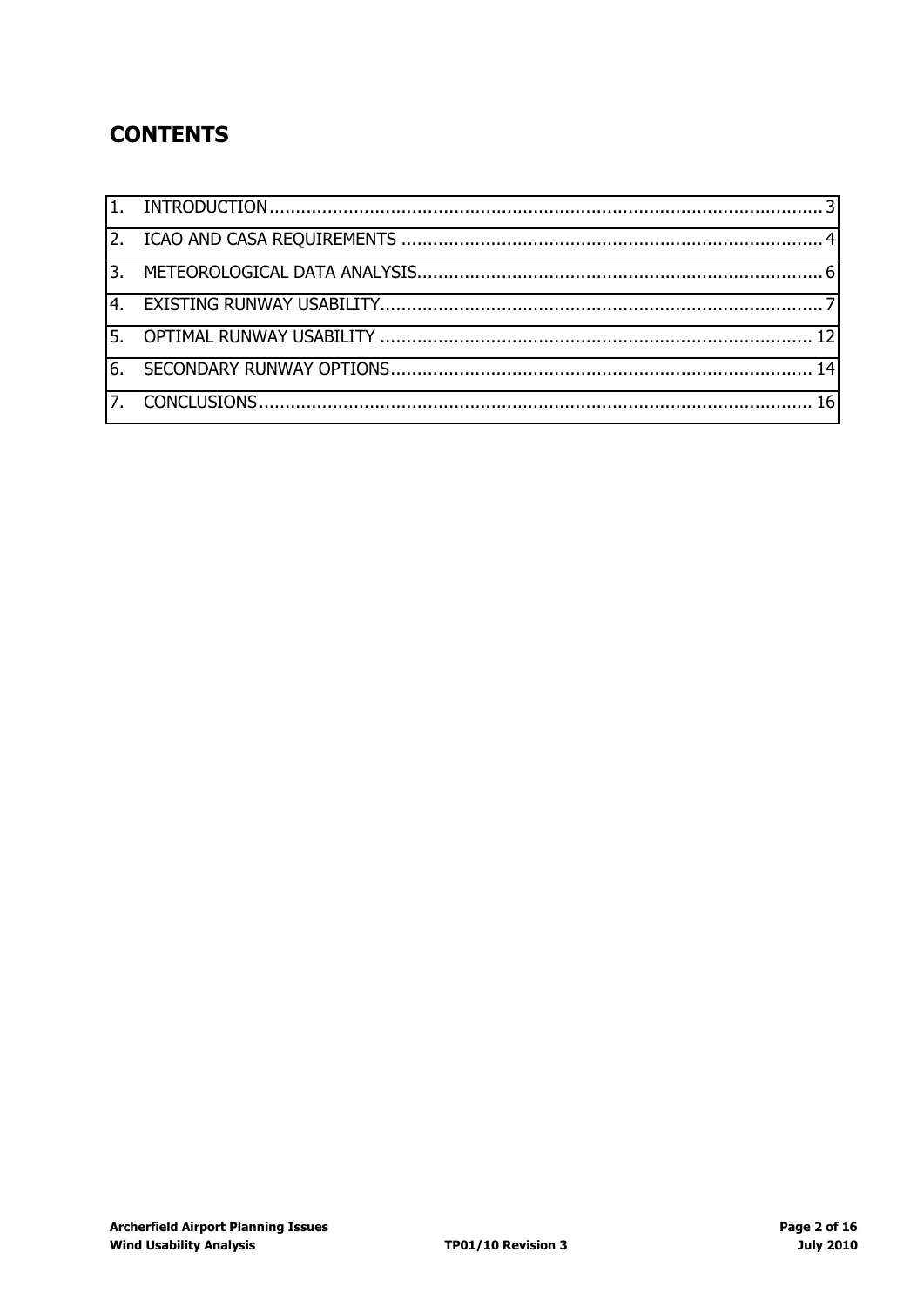# CONTENTS

| | | |
|---|---|---|
| 1. | INTRODUCTION | 3 |
| 2. | ICAO AND CASA REQUIREMENTS | 4 |
| 3. | METEOROLOGICAL DATA ANALYSIS | 6 |
| 4. | EXISTING RUNWAY USABILITY | 7 |
| 5. | OPTIMAL RUNWAY USABILITY | 12 |
| 6. | SECONDARY RUNWAY OPTIONS | 14 |
| 7. | CONCLUSIONS | 16 |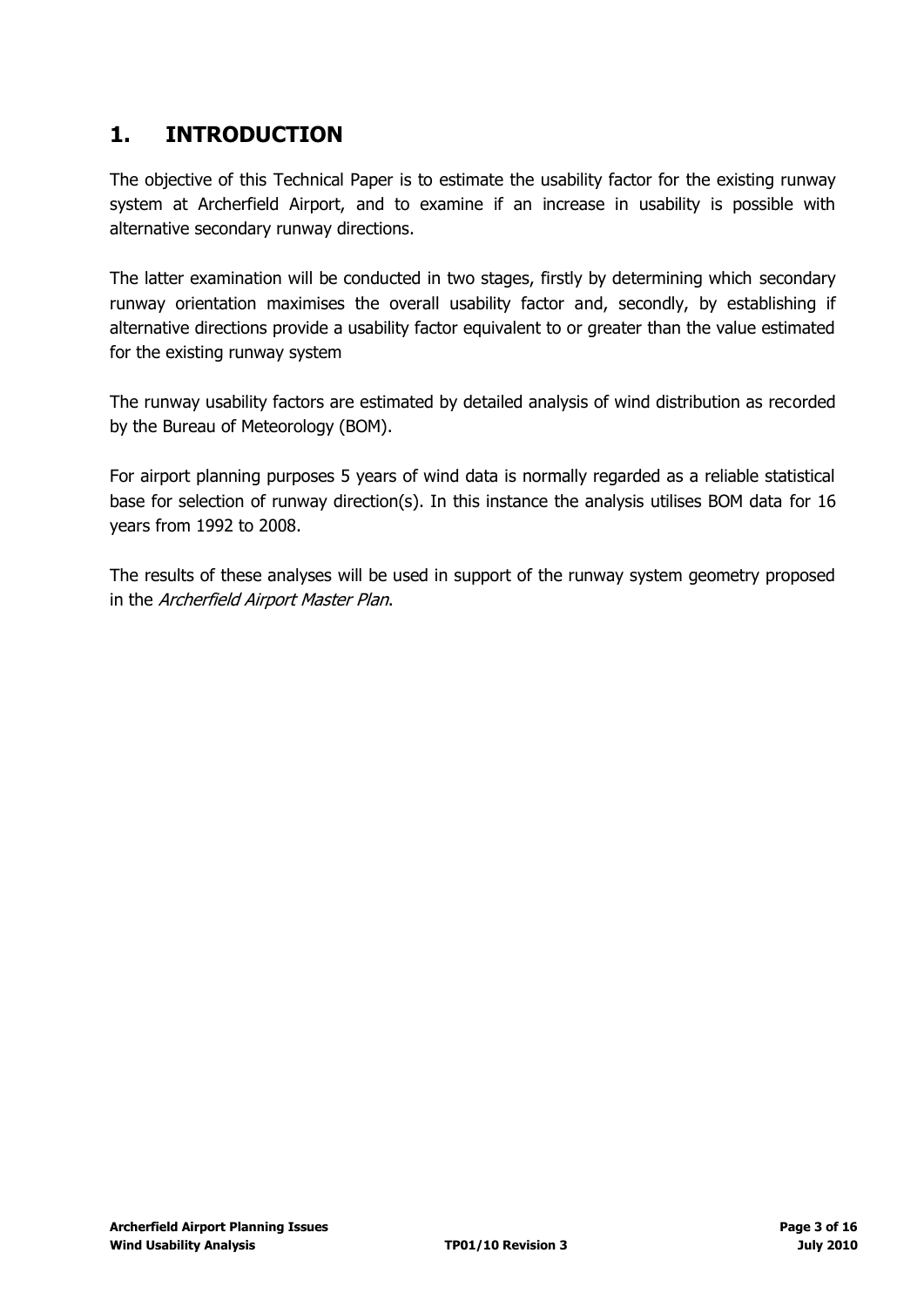# 1. INTRODUCTION

The objective of this Technical Paper is to estimate the usability factor for the existing runway system at Archerfield Airport, and to examine if an increase in usability is possible with alternative secondary runway directions.

The latter examination will be conducted in two stages, firstly by determining which secondary runway orientation maximises the overall usability factor and, secondly, by establishing if alternative directions provide a usability factor equivalent to or greater than the value estimated for the existing runway system

The runway usability factors are estimated by detailed analysis of wind distribution as recorded by the Bureau of Meteorology (BOM).

For airport planning purposes 5 years of wind data is normally regarded as a reliable statistical base for selection of runway direction(s). In this instance the analysis utilises BOM data for 16 years from 1992 to 2008.

The results of these analyses will be used in support of the runway system geometry proposed in the *Archerfield Airport Master Plan*.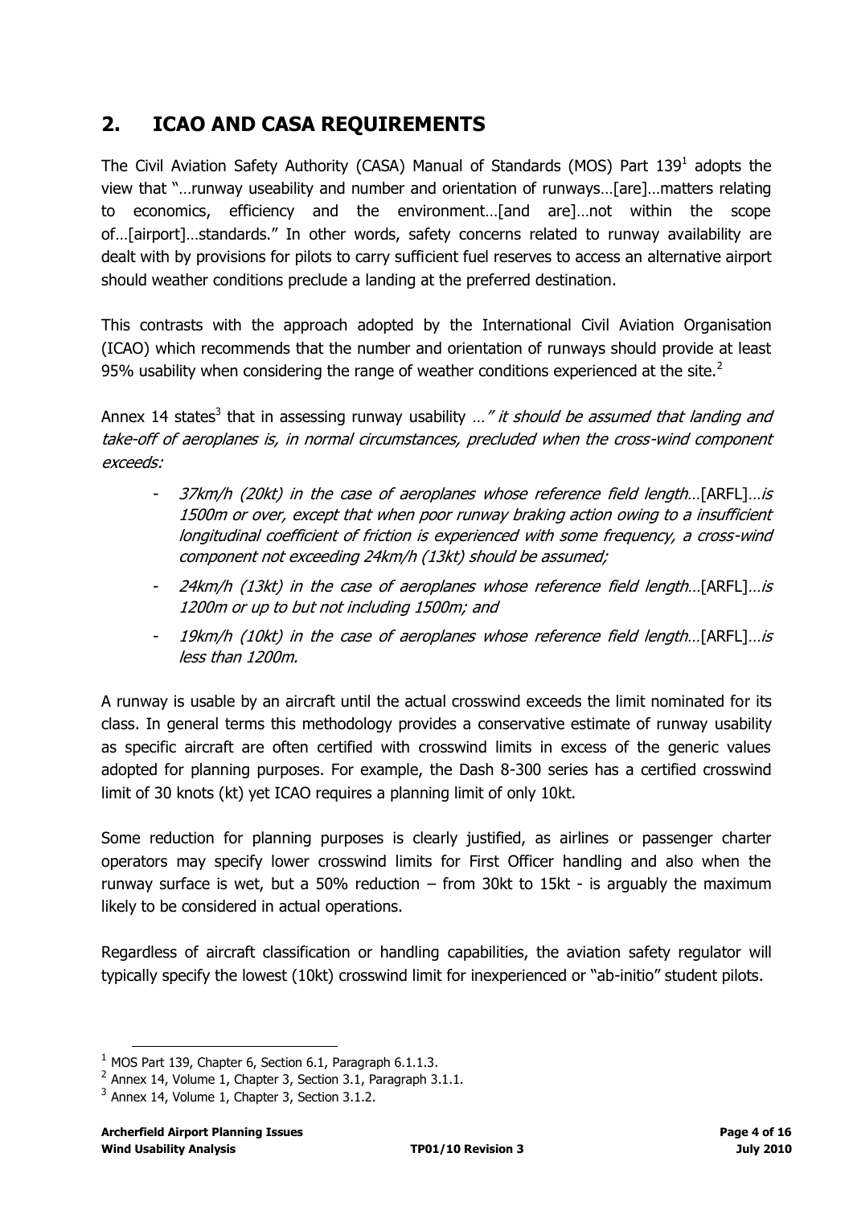## 2. ICAO AND CASA REQUIREMENTS

The Civil Aviation Safety Authority (CASA) Manual of Standards (MOS) Part 139[1] adopts the view that "…runway useability and number and orientation of runways…[are]…matters relating to economics, efficiency and the environment…[and are]…not within the scope of…[airport]…standards." In other words, safety concerns related to runway availability are dealt with by provisions for pilots to carry sufficient fuel reserves to access an alternative airport should weather conditions preclude a landing at the preferred destination.

This contrasts with the approach adopted by the International Civil Aviation Organisation (ICAO) which recommends that the number and orientation of runways should provide at least 95% usability when considering the range of weather conditions experienced at the site.[2]

Annex 14 states[3] that in assessing runway usability *…" it should be assumed that landing and take-off of aeroplanes is, in normal circumstances, precluded when the cross-wind component exceeds:*

- *37km/h (20kt) in the case of aeroplanes whose reference field length…*[ARFL]*…is 1500m or over, except that when poor runway braking action owing to a insufficient longitudinal coefficient of friction is experienced with some frequency, a cross-wind component not exceeding 24km/h (13kt) should be assumed;*
- *24km/h (13kt) in the case of aeroplanes whose reference field length…*[ARFL]*…is 1200m or up to but not including 1500m; and*
- *19km/h (10kt) in the case of aeroplanes whose reference field length…*[ARFL]*…is less than 1200m.*

A runway is usable by an aircraft until the actual crosswind exceeds the limit nominated for its class. In general terms this methodology provides a conservative estimate of runway usability as specific aircraft are often certified with crosswind limits in excess of the generic values adopted for planning purposes. For example, the Dash 8-300 series has a certified crosswind limit of 30 knots (kt) yet ICAO requires a planning limit of only 10kt.

Some reduction for planning purposes is clearly justified, as airlines or passenger charter operators may specify lower crosswind limits for First Officer handling and also when the runway surface is wet, but a 50% reduction – from 30kt to 15kt - is arguably the maximum likely to be considered in actual operations.

Regardless of aircraft classification or handling capabilities, the aviation safety regulator will typically specify the lowest (10kt) crosswind limit for inexperienced or "ab-initio" student pilots.

---

[1] MOS Part 139, Chapter 6, Section 6.1, Paragraph 6.1.1.3.

[2] Annex 14, Volume 1, Chapter 3, Section 3.1, Paragraph 3.1.1.

[3] Annex 14, Volume 1, Chapter 3, Section 3.1.2.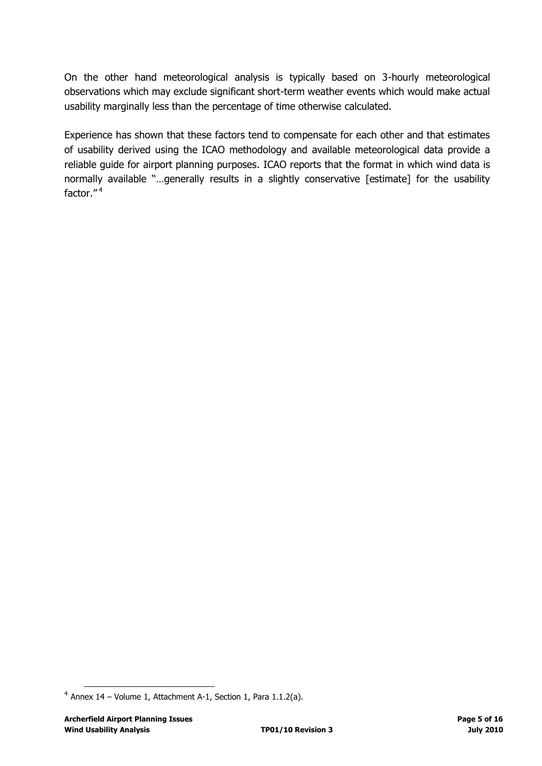On the other hand meteorological analysis is typically based on 3-hourly meteorological observations which may exclude significant short-term weather events which would make actual usability marginally less than the percentage of time otherwise calculated.

Experience has shown that these factors tend to compensate for each other and that estimates of usability derived using the ICAO methodology and available meteorological data provide a reliable guide for airport planning purposes. ICAO reports that the format in which wind data is normally available "…generally results in a slightly conservative [estimate] for the usability factor."[4]

[4] Annex 14 – Volume 1, Attachment A-1, Section 1, Para 1.1.2(a).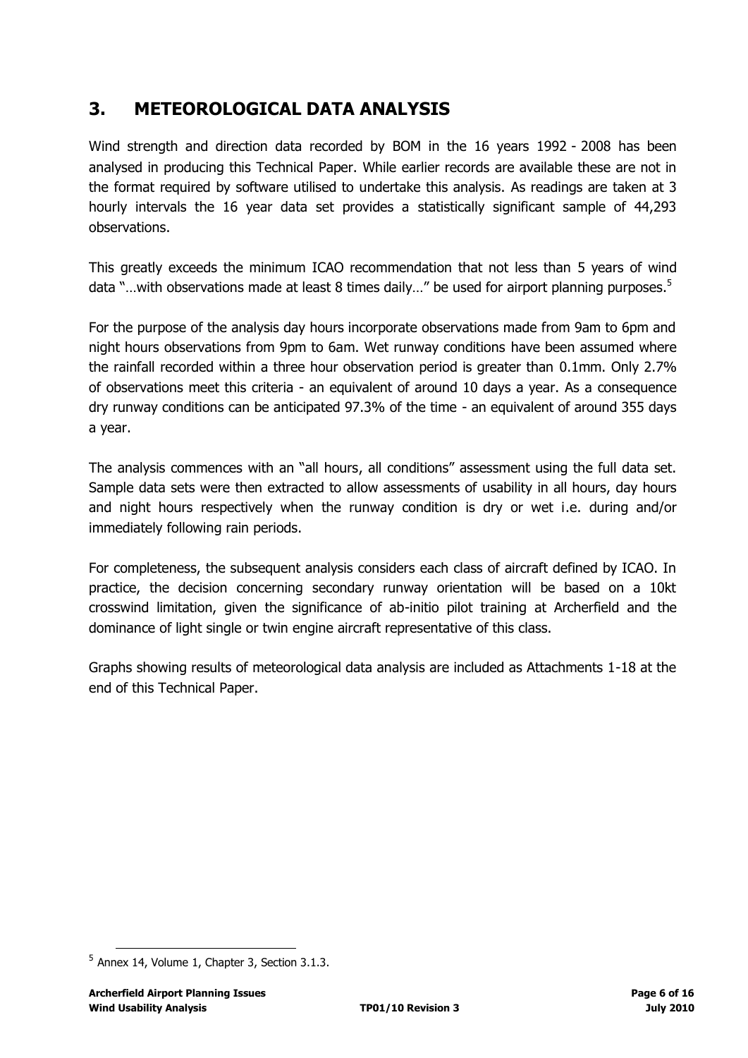## 3. METEOROLOGICAL DATA ANALYSIS

Wind strength and direction data recorded by BOM in the 16 years 1992 - 2008 has been analysed in producing this Technical Paper. While earlier records are available these are not in the format required by software utilised to undertake this analysis. As readings are taken at 3 hourly intervals the 16 year data set provides a statistically significant sample of 44,293 observations.

This greatly exceeds the minimum ICAO recommendation that not less than 5 years of wind data "…with observations made at least 8 times daily…" be used for airport planning purposes.[5]

For the purpose of the analysis day hours incorporate observations made from 9am to 6pm and night hours observations from 9pm to 6am. Wet runway conditions have been assumed where the rainfall recorded within a three hour observation period is greater than 0.1mm. Only 2.7% of observations meet this criteria - an equivalent of around 10 days a year. As a consequence dry runway conditions can be anticipated 97.3% of the time - an equivalent of around 355 days a year.

The analysis commences with an "all hours, all conditions" assessment using the full data set. Sample data sets were then extracted to allow assessments of usability in all hours, day hours and night hours respectively when the runway condition is dry or wet i.e. during and/or immediately following rain periods.

For completeness, the subsequent analysis considers each class of aircraft defined by ICAO. In practice, the decision concerning secondary runway orientation will be based on a 10kt crosswind limitation, given the significance of ab-initio pilot training at Archerfield and the dominance of light single or twin engine aircraft representative of this class.

Graphs showing results of meteorological data analysis are included as Attachments 1-18 at the end of this Technical Paper.

---

[5] Annex 14, Volume 1, Chapter 3, Section 3.1.3.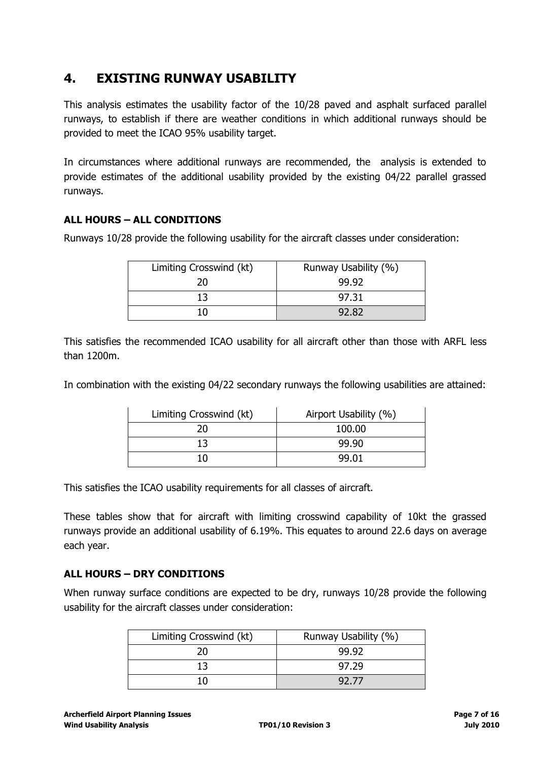## 4. EXISTING RUNWAY USABILITY

This analysis estimates the usability factor of the 10/28 paved and asphalt surfaced parallel runways, to establish if there are weather conditions in which additional runways should be provided to meet the ICAO 95% usability target.

In circumstances where additional runways are recommended, the analysis is extended to provide estimates of the additional usability provided by the existing 04/22 parallel grassed runways.

### ALL HOURS – ALL CONDITIONS

Runways 10/28 provide the following usability for the aircraft classes under consideration:

| Limiting Crosswind (kt) | Runway Usability (%) |
|---|---|
| 20 | 99.92 |
| 13 | 97.31 |
| 10 | 92.82 |

This satisfies the recommended ICAO usability for all aircraft other than those with ARFL less than 1200m.

In combination with the existing 04/22 secondary runways the following usabilities are attained:

| Limiting Crosswind (kt) | Airport Usability (%) |
|---|---|
| 20 | 100.00 |
| 13 | 99.90 |
| 10 | 99.01 |

This satisfies the ICAO usability requirements for all classes of aircraft.

These tables show that for aircraft with limiting crosswind capability of 10kt the grassed runways provide an additional usability of 6.19%. This equates to around 22.6 days on average each year.

### ALL HOURS – DRY CONDITIONS

When runway surface conditions are expected to be dry, runways 10/28 provide the following usability for the aircraft classes under consideration:

| Limiting Crosswind (kt) | Runway Usability (%) |
|---|---|
| 20 | 99.92 |
| 13 | 97.29 |
| 10 | 92.77 |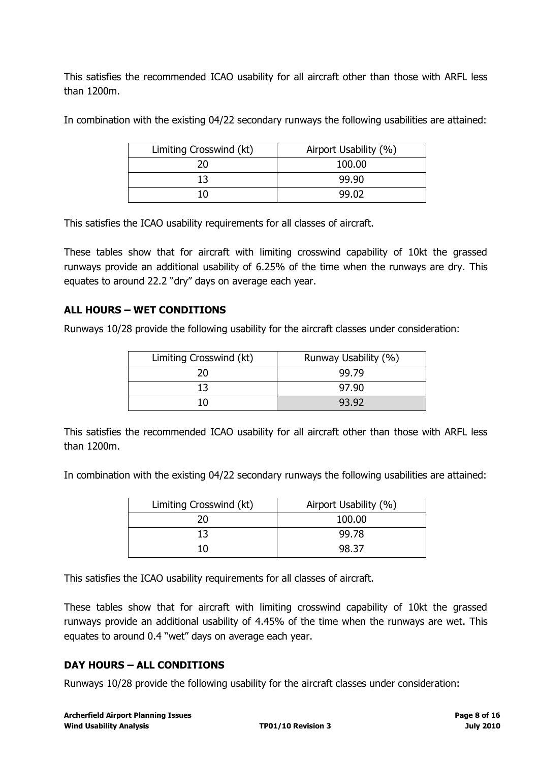This satisfies the recommended ICAO usability for all aircraft other than those with ARFL less than 1200m.

In combination with the existing 04/22 secondary runways the following usabilities are attained:

| Limiting Crosswind (kt) | Airport Usability (%) |
|---|---|
| 20 | 100.00 |
| 13 | 99.90 |
| 10 | 99.02 |

This satisfies the ICAO usability requirements for all classes of aircraft.

These tables show that for aircraft with limiting crosswind capability of 10kt the grassed runways provide an additional usability of 6.25% of the time when the runways are dry. This equates to around 22.2 "dry" days on average each year.

### ALL HOURS – WET CONDITIONS

Runways 10/28 provide the following usability for the aircraft classes under consideration:

| Limiting Crosswind (kt) | Runway Usability (%) |
|---|---|
| 20 | 99.79 |
| 13 | 97.90 |
| 10 | 93.92 |

This satisfies the recommended ICAO usability for all aircraft other than those with ARFL less than 1200m.

In combination with the existing 04/22 secondary runways the following usabilities are attained:

| Limiting Crosswind (kt) | Airport Usability (%) |
|---|---|
| 20 | 100.00 |
| 13 | 99.78 |
| 10 | 98.37 |

This satisfies the ICAO usability requirements for all classes of aircraft.

These tables show that for aircraft with limiting crosswind capability of 10kt the grassed runways provide an additional usability of 4.45% of the time when the runways are wet. This equates to around 0.4 "wet" days on average each year.

### DAY HOURS – ALL CONDITIONS

Runways 10/28 provide the following usability for the aircraft classes under consideration: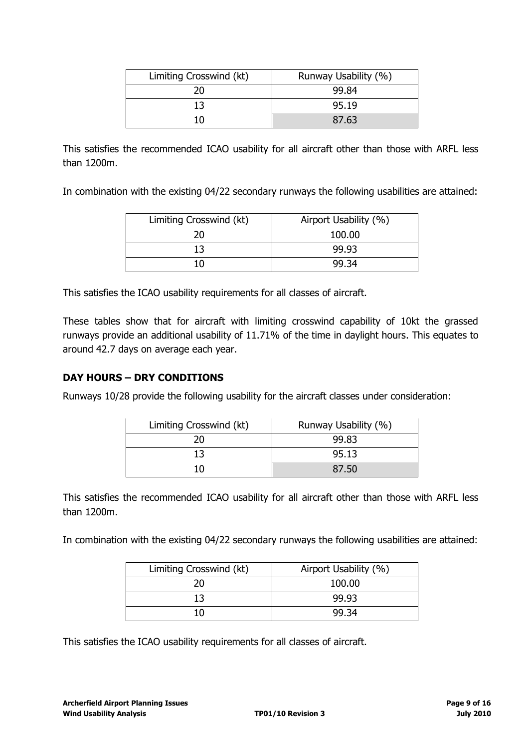| Limiting Crosswind (kt) | Runway Usability (%) |
| --- | --- |
| 20 | 99.84 |
| 13 | 95.19 |
| 10 | 87.63 |

This satisfies the recommended ICAO usability for all aircraft other than those with ARFL less than 1200m.

In combination with the existing 04/22 secondary runways the following usabilities are attained:

| Limiting Crosswind (kt) | Airport Usability (%) |
| --- | --- |
| 20 | 100.00 |
| 13 | 99.93 |
| 10 | 99.34 |

This satisfies the ICAO usability requirements for all classes of aircraft.

These tables show that for aircraft with limiting crosswind capability of 10kt the grassed runways provide an additional usability of 11.71% of the time in daylight hours. This equates to around 42.7 days on average each year.

## DAY HOURS – DRY CONDITIONS

Runways 10/28 provide the following usability for the aircraft classes under consideration:

| Limiting Crosswind (kt) | Runway Usability (%) |
| --- | --- |
| 20 | 99.83 |
| 13 | 95.13 |
| 10 | 87.50 |

This satisfies the recommended ICAO usability for all aircraft other than those with ARFL less than 1200m.

In combination with the existing 04/22 secondary runways the following usabilities are attained:

| Limiting Crosswind (kt) | Airport Usability (%) |
| --- | --- |
| 20 | 100.00 |
| 13 | 99.93 |
| 10 | 99.34 |

This satisfies the ICAO usability requirements for all classes of aircraft.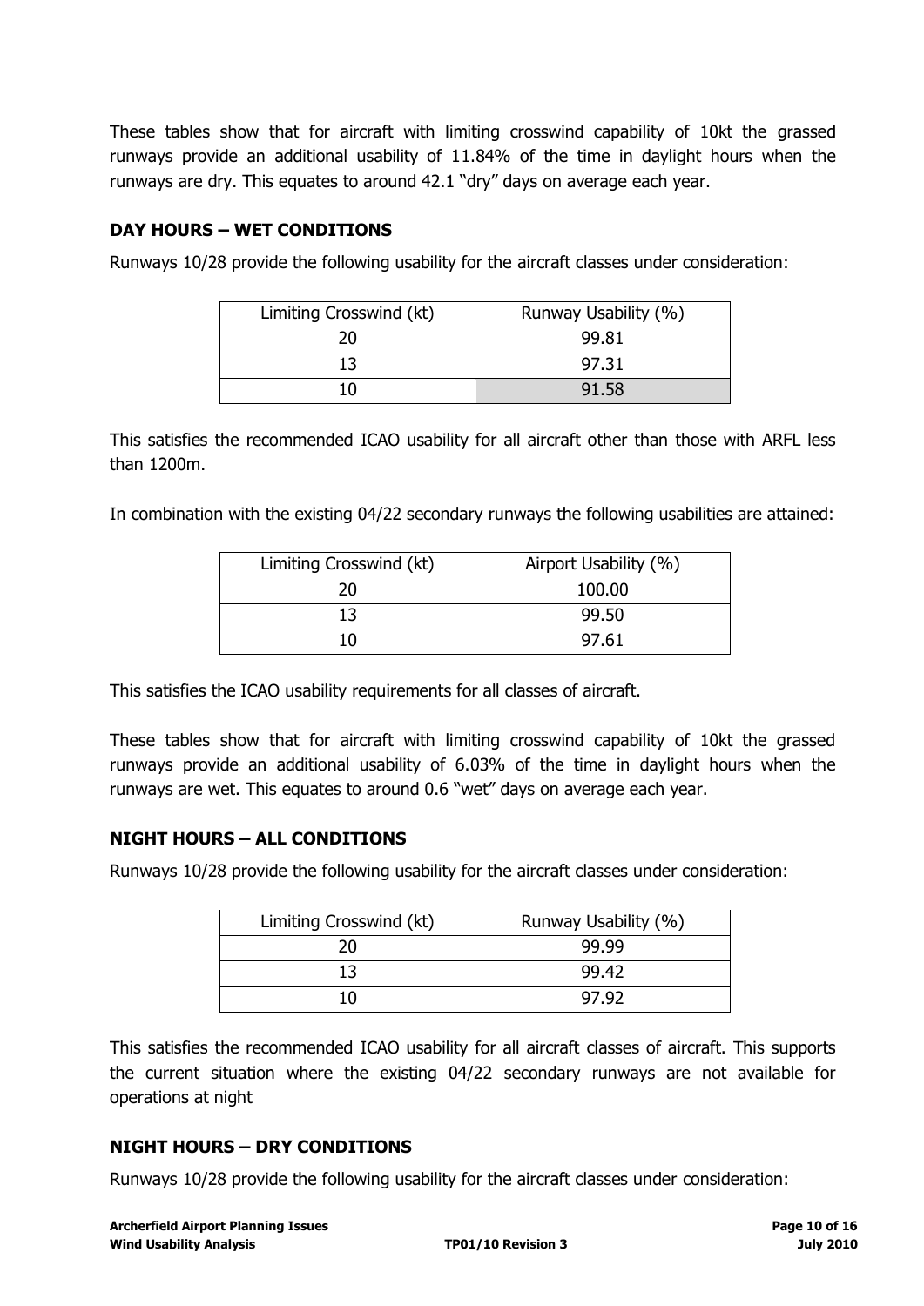These tables show that for aircraft with limiting crosswind capability of 10kt the grassed runways provide an additional usability of 11.84% of the time in daylight hours when the runways are dry. This equates to around 42.1 "dry" days on average each year.

### DAY HOURS – WET CONDITIONS

Runways 10/28 provide the following usability for the aircraft classes under consideration:

| Limiting Crosswind (kt) | Runway Usability (%) |
|---|---|
| 20 | 99.81 |
| 13 | 97.31 |
| 10 | 91.58 |

This satisfies the recommended ICAO usability for all aircraft other than those with ARFL less than 1200m.

In combination with the existing 04/22 secondary runways the following usabilities are attained:

| Limiting Crosswind (kt) | Airport Usability (%) |
|---|---|
| 20 | 100.00 |
| 13 | 99.50 |
| 10 | 97.61 |

This satisfies the ICAO usability requirements for all classes of aircraft.

These tables show that for aircraft with limiting crosswind capability of 10kt the grassed runways provide an additional usability of 6.03% of the time in daylight hours when the runways are wet. This equates to around 0.6 "wet" days on average each year.

### NIGHT HOURS – ALL CONDITIONS

Runways 10/28 provide the following usability for the aircraft classes under consideration:

| Limiting Crosswind (kt) | Runway Usability (%) |
|---|---|
| 20 | 99.99 |
| 13 | 99.42 |
| 10 | 97.92 |

This satisfies the recommended ICAO usability for all aircraft classes of aircraft. This supports the current situation where the existing 04/22 secondary runways are not available for operations at night

### NIGHT HOURS – DRY CONDITIONS

Runways 10/28 provide the following usability for the aircraft classes under consideration: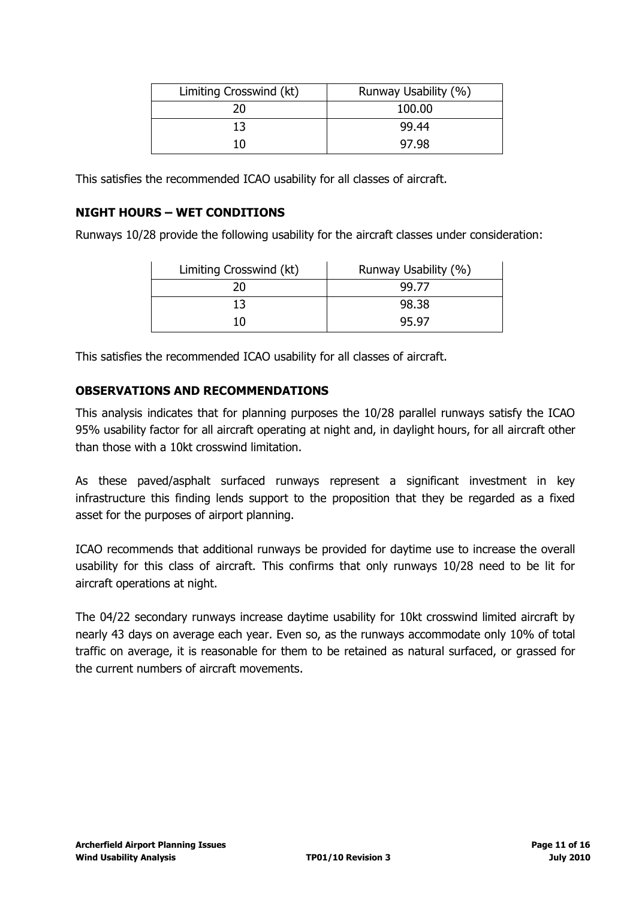| Limiting Crosswind (kt) | Runway Usability (%) |
| --- | --- |
| 20 | 100.00 |
| 13 | 99.44 |
| 10 | 97.98 |

This satisfies the recommended ICAO usability for all classes of aircraft.

## NIGHT HOURS – WET CONDITIONS

Runways 10/28 provide the following usability for the aircraft classes under consideration:

| Limiting Crosswind (kt) | Runway Usability (%) |
| --- | --- |
| 20 | 99.77 |
| 13 | 98.38 |
| 10 | 95.97 |

This satisfies the recommended ICAO usability for all classes of aircraft.

## OBSERVATIONS AND RECOMMENDATIONS

This analysis indicates that for planning purposes the 10/28 parallel runways satisfy the ICAO 95% usability factor for all aircraft operating at night and, in daylight hours, for all aircraft other than those with a 10kt crosswind limitation.

As these paved/asphalt surfaced runways represent a significant investment in key infrastructure this finding lends support to the proposition that they be regarded as a fixed asset for the purposes of airport planning.

ICAO recommends that additional runways be provided for daytime use to increase the overall usability for this class of aircraft. This confirms that only runways 10/28 need to be lit for aircraft operations at night.

The 04/22 secondary runways increase daytime usability for 10kt crosswind limited aircraft by nearly 43 days on average each year. Even so, as the runways accommodate only 10% of total traffic on average, it is reasonable for them to be retained as natural surfaced, or grassed for the current numbers of aircraft movements.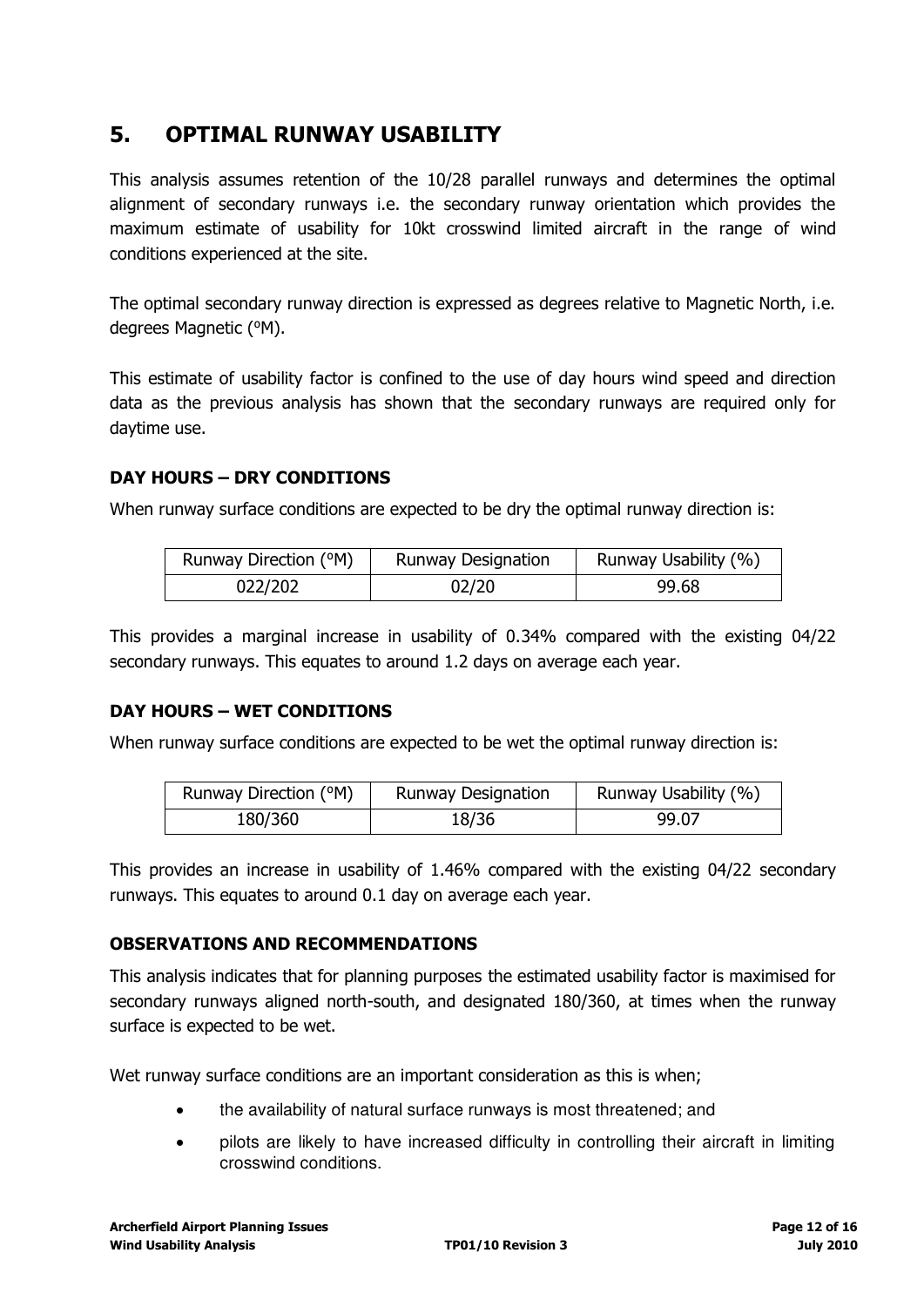## 5. OPTIMAL RUNWAY USABILITY

This analysis assumes retention of the 10/28 parallel runways and determines the optimal alignment of secondary runways i.e. the secondary runway orientation which provides the maximum estimate of usability for 10kt crosswind limited aircraft in the range of wind conditions experienced at the site.

The optimal secondary runway direction is expressed as degrees relative to Magnetic North, i.e. degrees Magnetic (°M).

This estimate of usability factor is confined to the use of day hours wind speed and direction data as the previous analysis has shown that the secondary runways are required only for daytime use.

### DAY HOURS – DRY CONDITIONS

When runway surface conditions are expected to be dry the optimal runway direction is:

| Runway Direction (°M) | Runway Designation | Runway Usability (%) |
|---|---|---|
| 022/202 | 02/20 | 99.68 |

This provides a marginal increase in usability of 0.34% compared with the existing 04/22 secondary runways. This equates to around 1.2 days on average each year.

### DAY HOURS – WET CONDITIONS

When runway surface conditions are expected to be wet the optimal runway direction is:

| Runway Direction (°M) | Runway Designation | Runway Usability (%) |
|---|---|---|
| 180/360 | 18/36 | 99.07 |

This provides an increase in usability of 1.46% compared with the existing 04/22 secondary runways. This equates to around 0.1 day on average each year.

### OBSERVATIONS AND RECOMMENDATIONS

This analysis indicates that for planning purposes the estimated usability factor is maximised for secondary runways aligned north-south, and designated 180/360, at times when the runway surface is expected to be wet.

Wet runway surface conditions are an important consideration as this is when;

- the availability of natural surface runways is most threatened; and
- pilots are likely to have increased difficulty in controlling their aircraft in limiting crosswind conditions.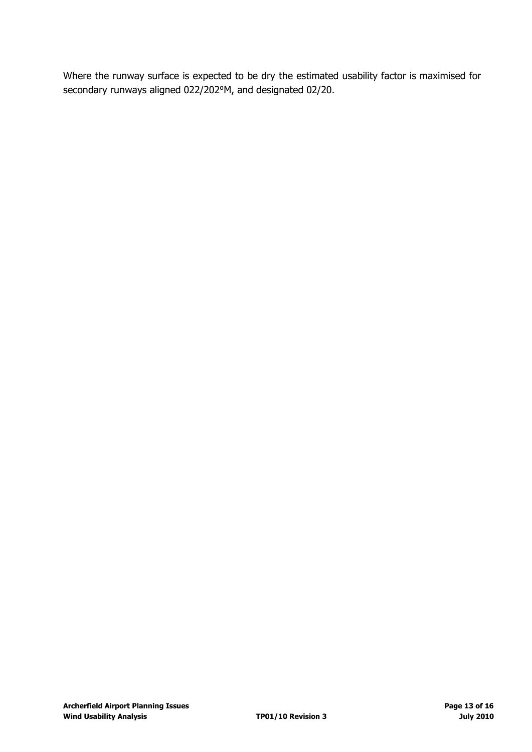Where the runway surface is expected to be dry the estimated usability factor is maximised for secondary runways aligned 022/202ºM, and designated 02/20.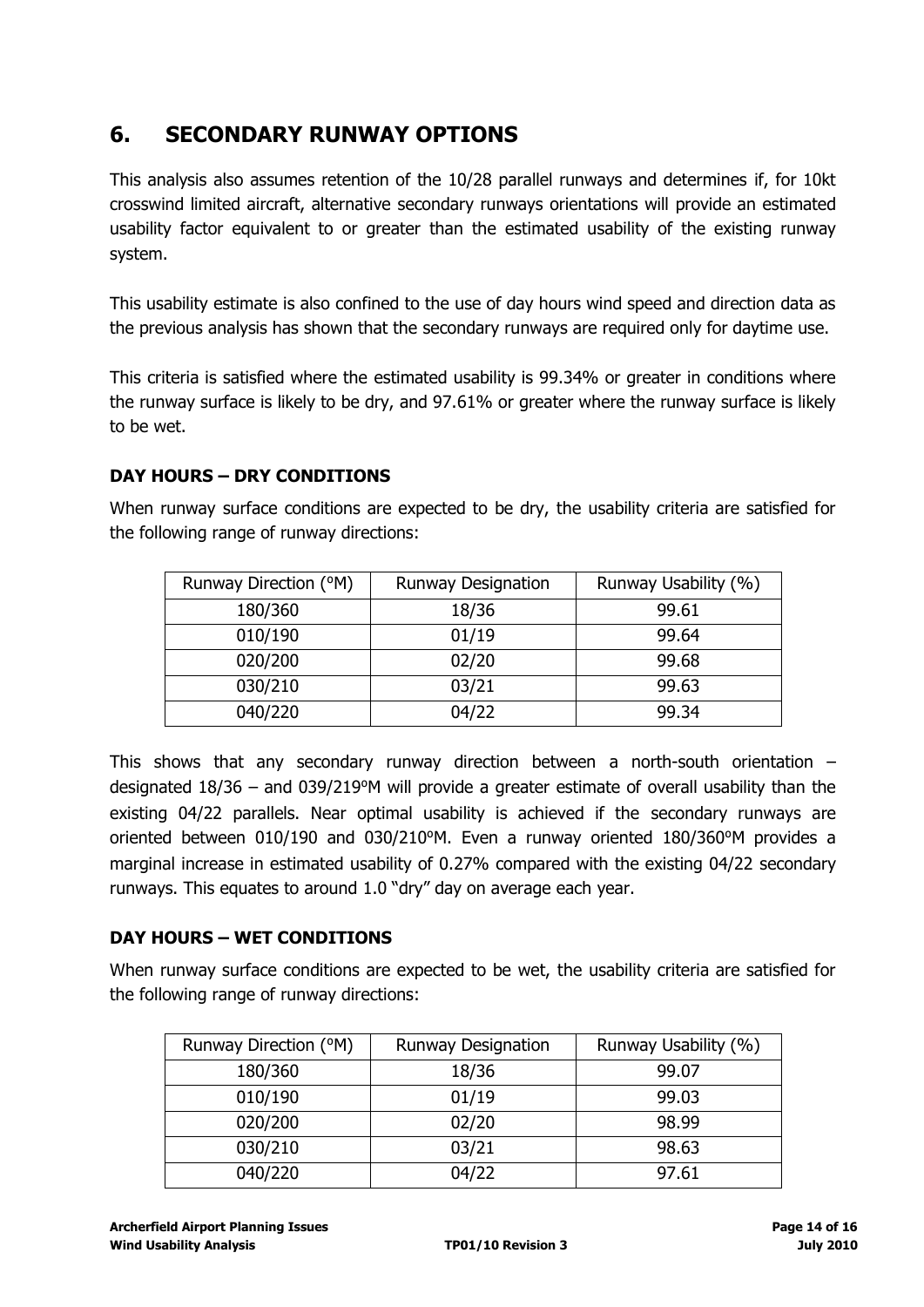## 6. SECONDARY RUNWAY OPTIONS

This analysis also assumes retention of the 10/28 parallel runways and determines if, for 10kt crosswind limited aircraft, alternative secondary runways orientations will provide an estimated usability factor equivalent to or greater than the estimated usability of the existing runway system.

This usability estimate is also confined to the use of day hours wind speed and direction data as the previous analysis has shown that the secondary runways are required only for daytime use.

This criteria is satisfied where the estimated usability is 99.34% or greater in conditions where the runway surface is likely to be dry, and 97.61% or greater where the runway surface is likely to be wet.

### DAY HOURS – DRY CONDITIONS

When runway surface conditions are expected to be dry, the usability criteria are satisfied for the following range of runway directions:

| Runway Direction (°M) | Runway Designation | Runway Usability (%) |
|---|---|---|
| 180/360 | 18/36 | 99.61 |
| 010/190 | 01/19 | 99.64 |
| 020/200 | 02/20 | 99.68 |
| 030/210 | 03/21 | 99.63 |
| 040/220 | 04/22 | 99.34 |

This shows that any secondary runway direction between a north-south orientation – designated 18/36 – and 039/219°M will provide a greater estimate of overall usability than the existing 04/22 parallels. Near optimal usability is achieved if the secondary runways are oriented between 010/190 and 030/210°M. Even a runway oriented 180/360°M provides a marginal increase in estimated usability of 0.27% compared with the existing 04/22 secondary runways. This equates to around 1.0 "dry" day on average each year.

### DAY HOURS – WET CONDITIONS

When runway surface conditions are expected to be wet, the usability criteria are satisfied for the following range of runway directions:

| Runway Direction (°M) | Runway Designation | Runway Usability (%) |
|---|---|---|
| 180/360 | 18/36 | 99.07 |
| 010/190 | 01/19 | 99.03 |
| 020/200 | 02/20 | 98.99 |
| 030/210 | 03/21 | 98.63 |
| 040/220 | 04/22 | 97.61 |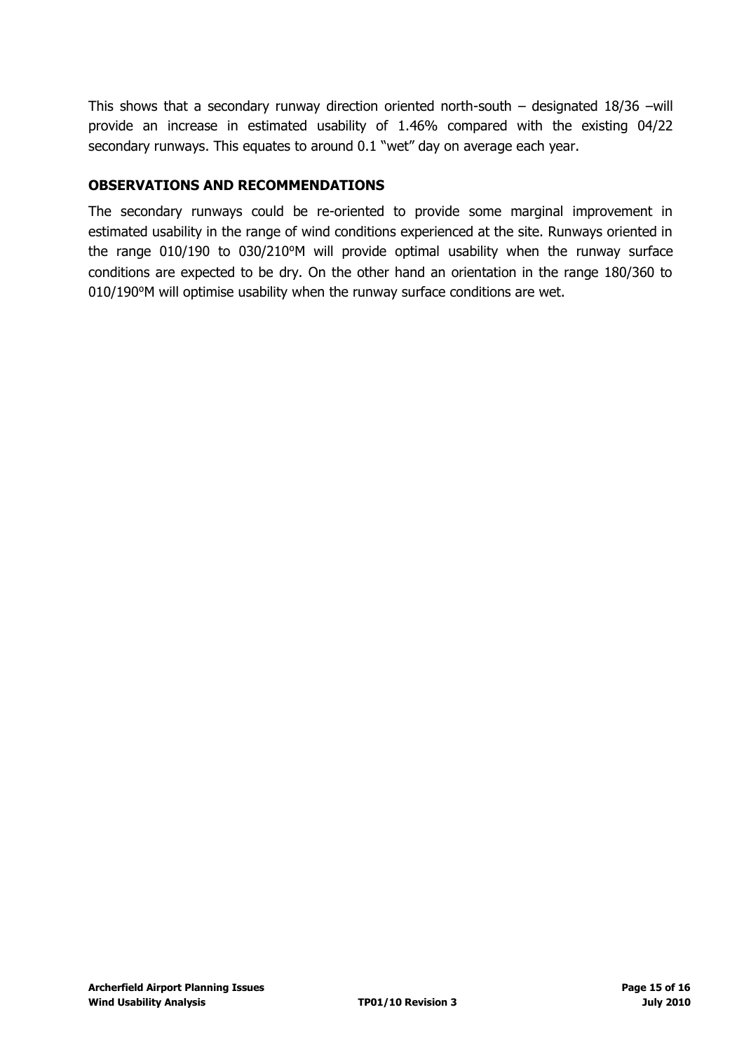This shows that a secondary runway direction oriented north-south – designated 18/36 –will provide an increase in estimated usability of 1.46% compared with the existing 04/22 secondary runways. This equates to around 0.1 "wet" day on average each year.

## OBSERVATIONS AND RECOMMENDATIONS

The secondary runways could be re-oriented to provide some marginal improvement in estimated usability in the range of wind conditions experienced at the site. Runways oriented in the range 010/190 to 030/210°M will provide optimal usability when the runway surface conditions are expected to be dry. On the other hand an orientation in the range 180/360 to 010/190°M will optimise usability when the runway surface conditions are wet.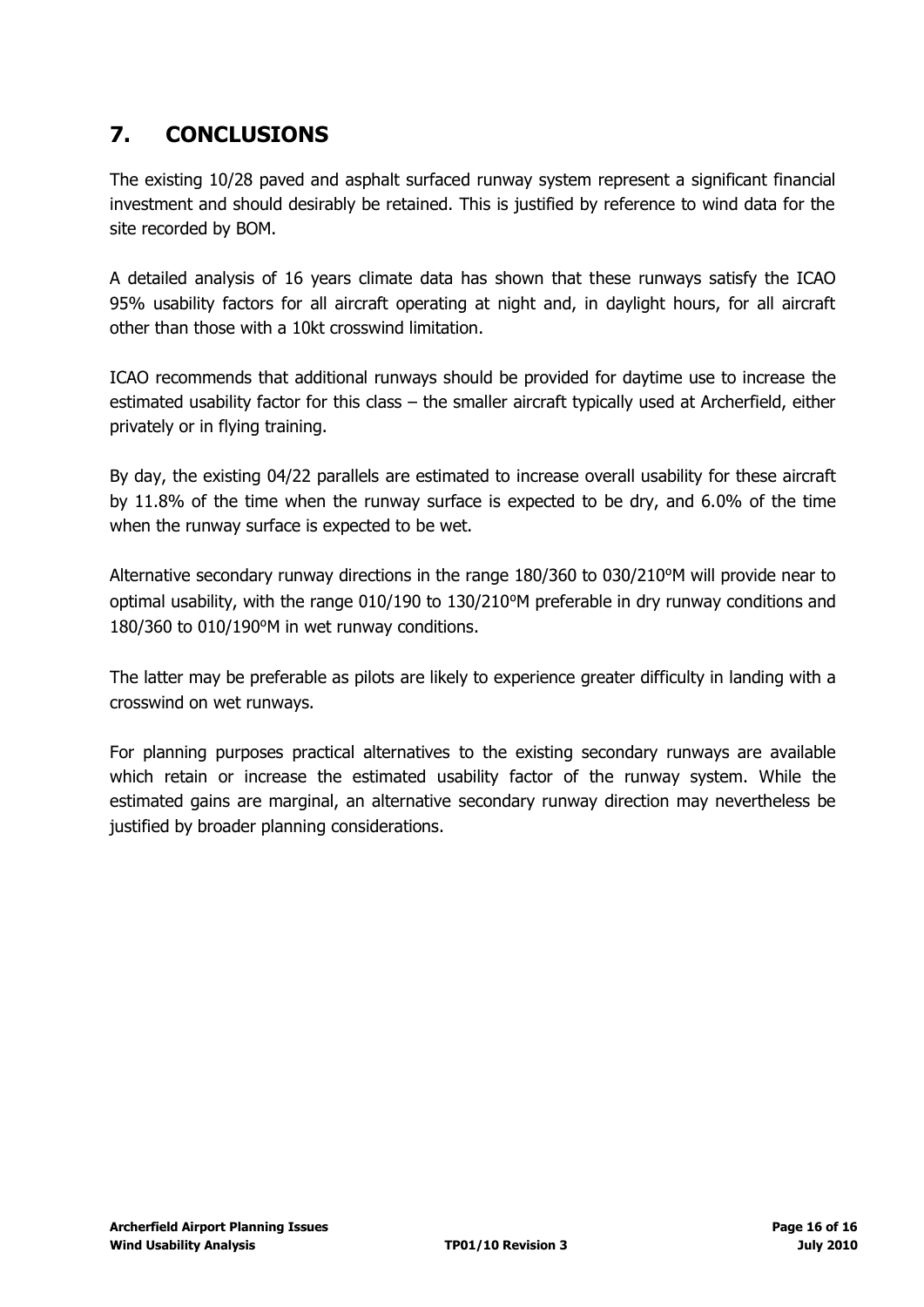## 7. CONCLUSIONS

The existing 10/28 paved and asphalt surfaced runway system represent a significant financial investment and should desirably be retained. This is justified by reference to wind data for the site recorded by BOM.

A detailed analysis of 16 years climate data has shown that these runways satisfy the ICAO 95% usability factors for all aircraft operating at night and, in daylight hours, for all aircraft other than those with a 10kt crosswind limitation.

ICAO recommends that additional runways should be provided for daytime use to increase the estimated usability factor for this class – the smaller aircraft typically used at Archerfield, either privately or in flying training.

By day, the existing 04/22 parallels are estimated to increase overall usability for these aircraft by 11.8% of the time when the runway surface is expected to be dry, and 6.0% of the time when the runway surface is expected to be wet.

Alternative secondary runway directions in the range 180/360 to 030/210ºM will provide near to optimal usability, with the range 010/190 to 130/210ºM preferable in dry runway conditions and 180/360 to 010/190ºM in wet runway conditions.

The latter may be preferable as pilots are likely to experience greater difficulty in landing with a crosswind on wet runways.

For planning purposes practical alternatives to the existing secondary runways are available which retain or increase the estimated usability factor of the runway system. While the estimated gains are marginal, an alternative secondary runway direction may nevertheless be justified by broader planning considerations.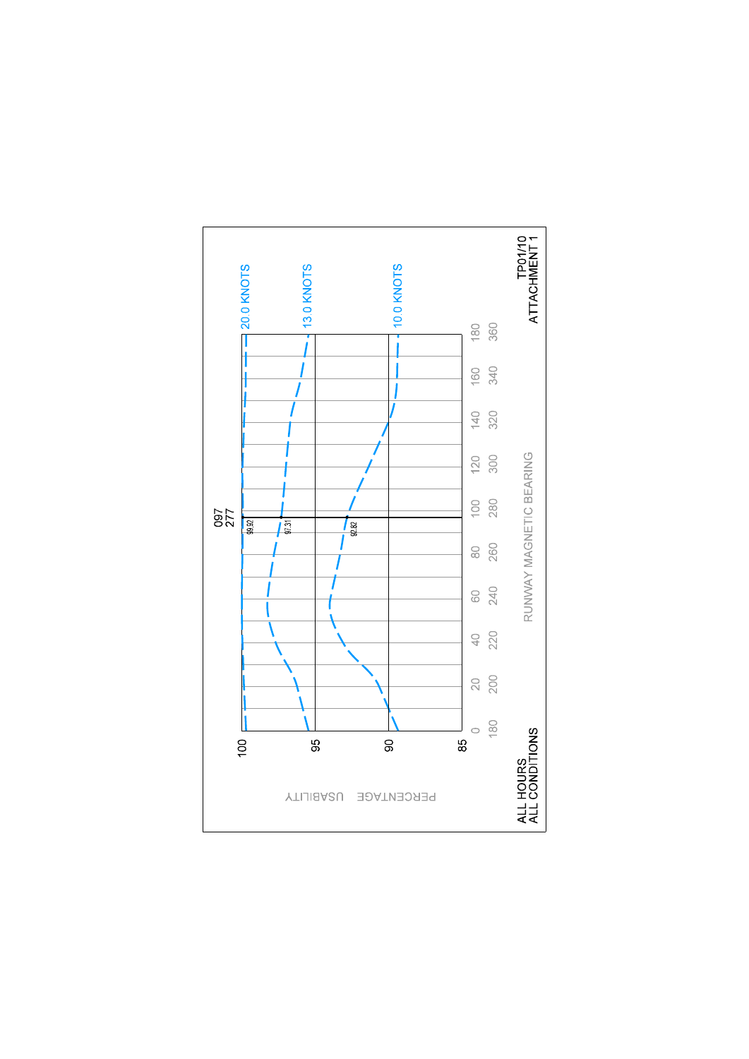TP01/10
ATTACHMENT 1

ALL HOURS
ALL CONDITIONS

PERCENTAGE USABILITY

RUNWAY MAGNETIC BEARING

097
277

20.0 KNOTS — 99.92

13.0 KNOTS — 97.31

10.0 KNOTS — 92.82

Y-axis: 100, 95, 90, 85

X-axis: 0 / 180, 20 / 200, 40 / 220, 60 / 240, 80 / 260, 100 / 280, 120 / 300, 140 / 320, 160 / 340, 180 / 360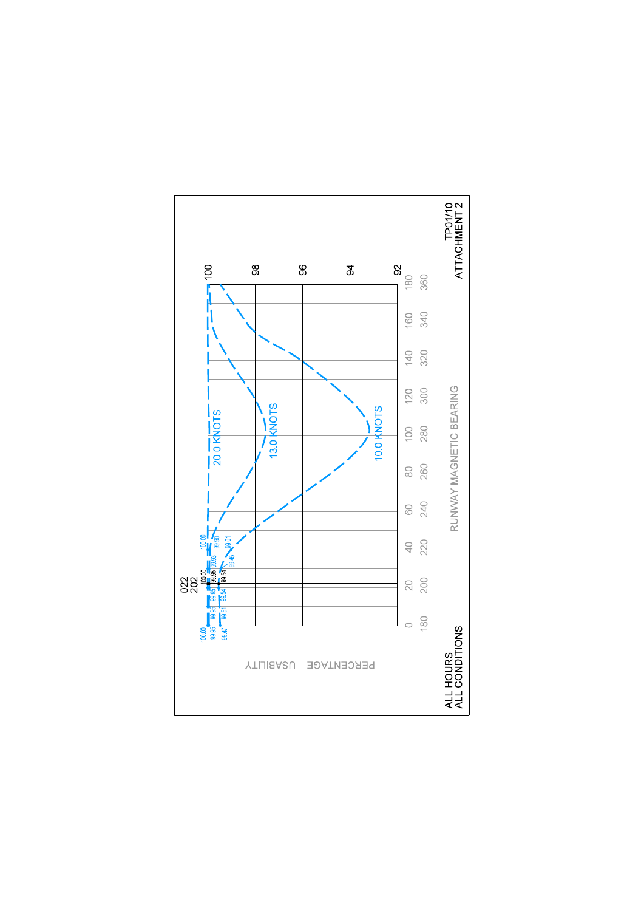TP01/10
ATTACHMENT 2

ALL HOURS
ALL CONDITIONS

PERCENTAGE USABILITY

RUNWAY MAGNETIC BEARING

022
202

20.0 KNOTS
13.0 KNOTS
10.0 KNOTS

100
98
96
94
92

0 20 40 60 80 100 120 140 160 180
180 200 220 240 260 280 300 320 340 360

100.00 99.96 99.47 99.95 99.51 99.95 99.54 100.00 99.95 99.54 99.93 98.45 100.00 99.90 99.01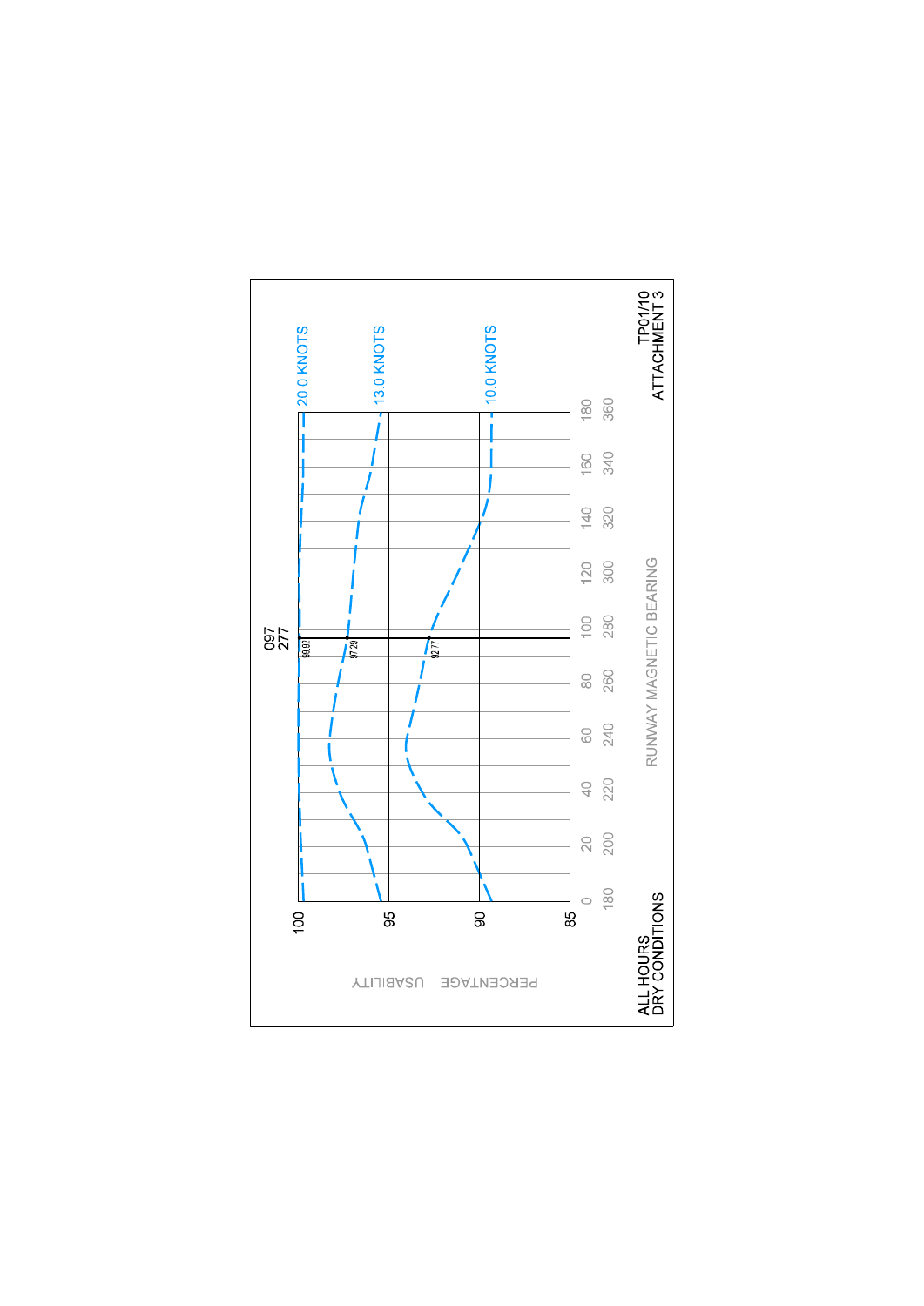ALL HOURS
DRY CONDITIONS

TP01/10
ATTACHMENT 3

PERCENTAGE USABILITY

RUNWAY MAGNETIC BEARING

097
277

| Line | Value at 097/277 |
| --- | --- |
| 20.0 KNOTS | 99.97 |
| 13.0 KNOTS | 97.29 |
| 10.0 KNOTS | 92.77 |

Y-axis: 85, 90, 95, 100

X-axis: 0, 20, 40, 60, 80, 100, 120, 140, 160, 180

180, 200, 220, 240, 260, 280, 300, 320, 340, 360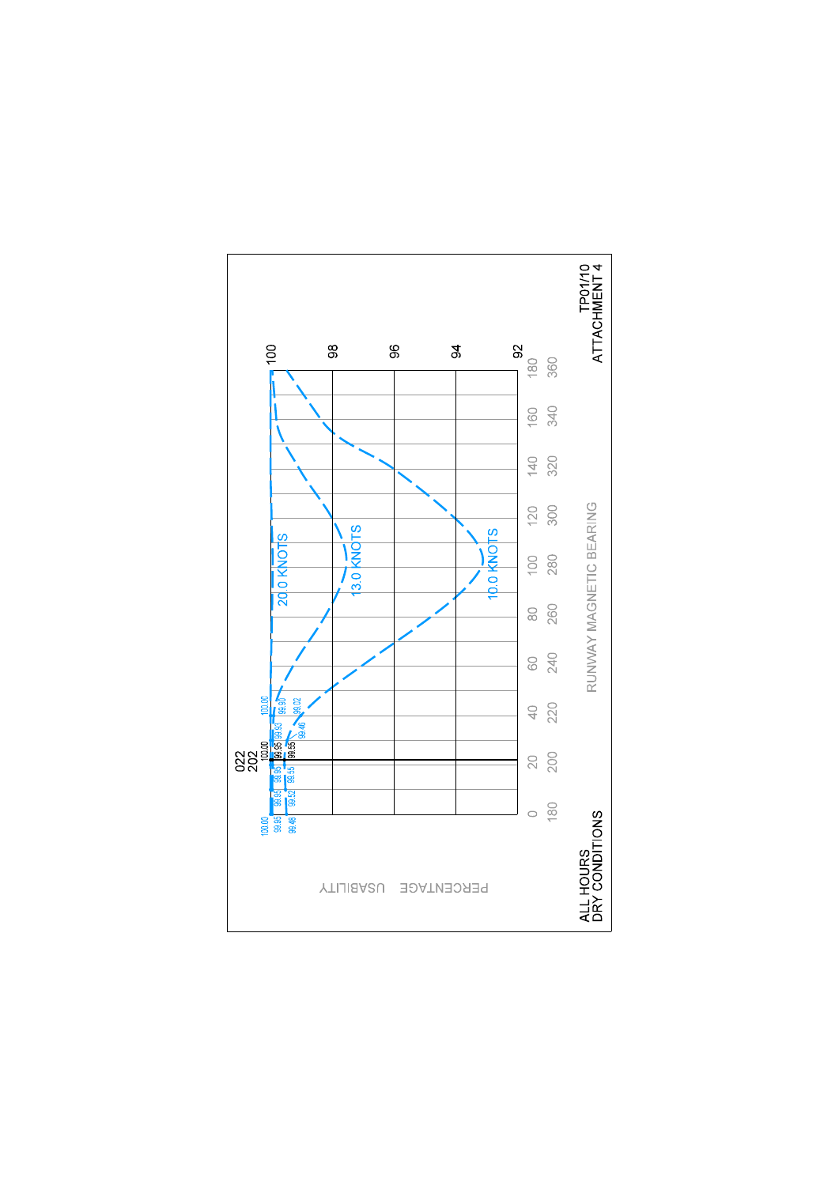ALL HOURS
DRY CONDITIONS

TP01/10
ATTACHMENT 4

PERCENTAGE USABILITY

RUNWAY MAGNETIC BEARING

022
202

20.0 KNOTS

13.0 KNOTS

10.0 KNOTS

| Runway magnetic bearing | | | | | | | | | | |
|---|---|---|---|---|---|---|---|---|---|---|
| 0 | 20 | 40 | 60 | 80 | 100 | 120 | 140 | 160 | 180 |
| 180 | 200 | 220 | 240 | 260 | 280 | 300 | 320 | 340 | 360 |

Percentage usability axis: 100, 98, 96, 94, 92

Values at 0/180: 100.00, 99.96, 99.48
Values near 10/190: 99.96, 99.52
Values near 20/200: 99.96, 99.55
Values at 022/202: 100.00, 99.95, 99.55
Values near 30/210: 99.93, 99.46
Values near 40/220: 100.00, 99.90, 99.02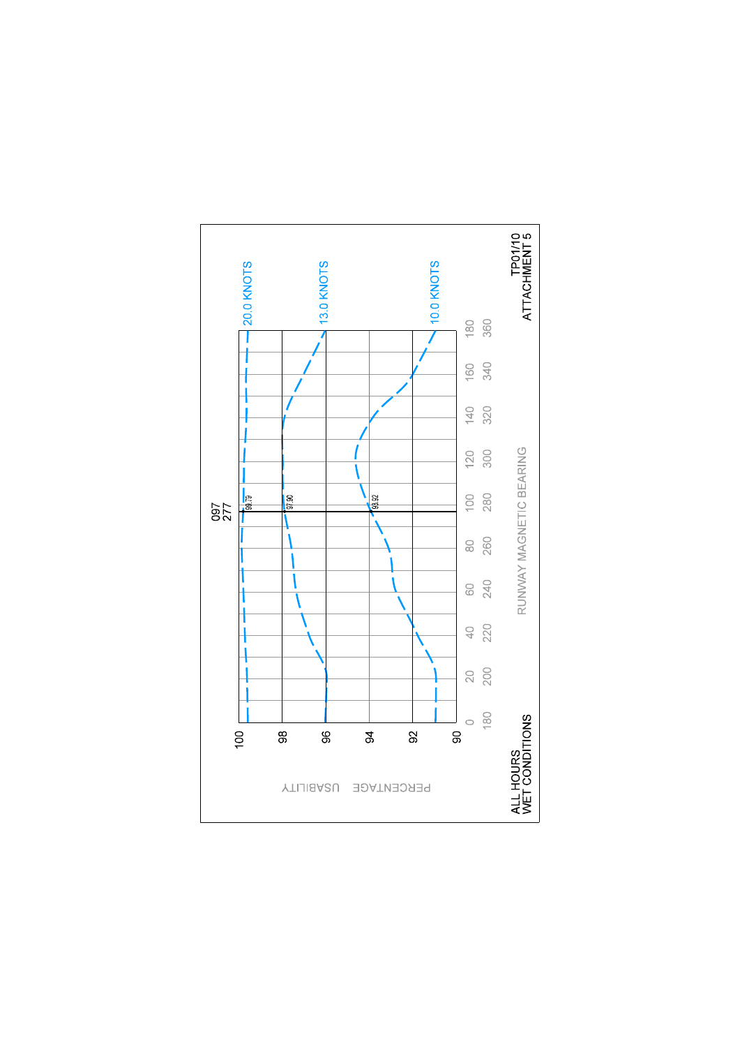097
277

20.0 KNOTS

13.0 KNOTS

10.0 KNOTS

99.79

97.90

93.92

PERCENTAGE USABILITY

100
98
96
94
92
90

0 20 40 60 80 100 120 140 160 180

180 200 220 240 260 280 300 320 340 360

RUNWAY MAGNETIC BEARING

ALL HOURS
WET CONDITIONS

TP01/10
ATTACHMENT 5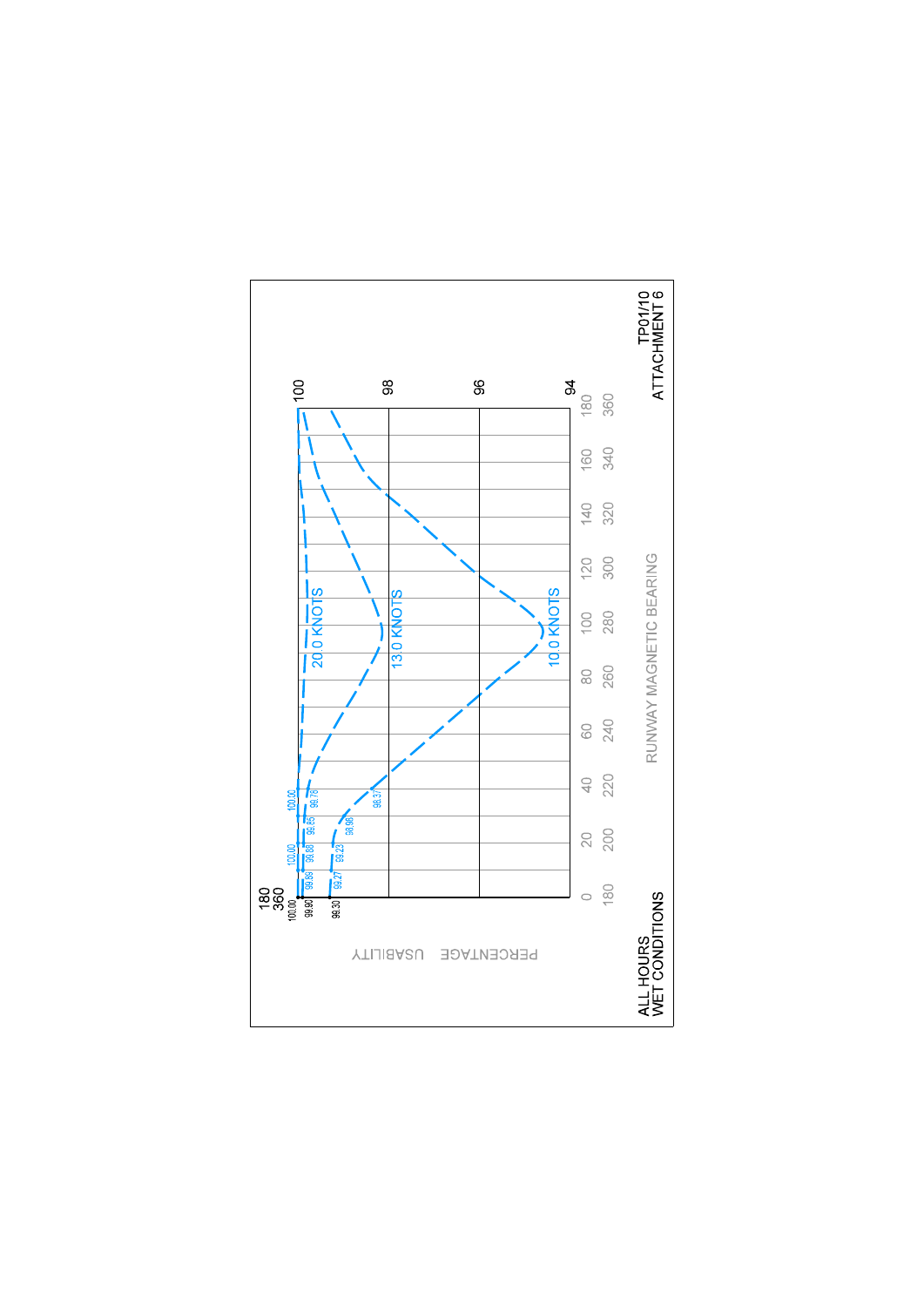ALL HOURS
WET CONDITIONS

TP01/10
ATTACHMENT 6

PERCENTAGE USABILITY

RUNWAY MAGNETIC BEARING

| | 180 | 360 |
|---|---|---|
| 20.0 KNOTS | 100.00 | |
| 13.0 KNOTS | 99.90 | |
| 10.0 KNOTS | 99.30 | |

20.0 KNOTS: 100.00, 100.00

13.0 KNOTS: 99.89, 99.88, 99.85, 99.78

10.0 KNOTS: 99.27, 99.23, 98.96, 98.37

Percentage usability axis: 100, 98, 96, 94

Runway magnetic bearing axis: 0 / 180, 20 / 200, 40 / 220, 60 / 240, 80 / 260, 100 / 280, 120 / 300, 140 / 320, 160 / 340, 180 / 360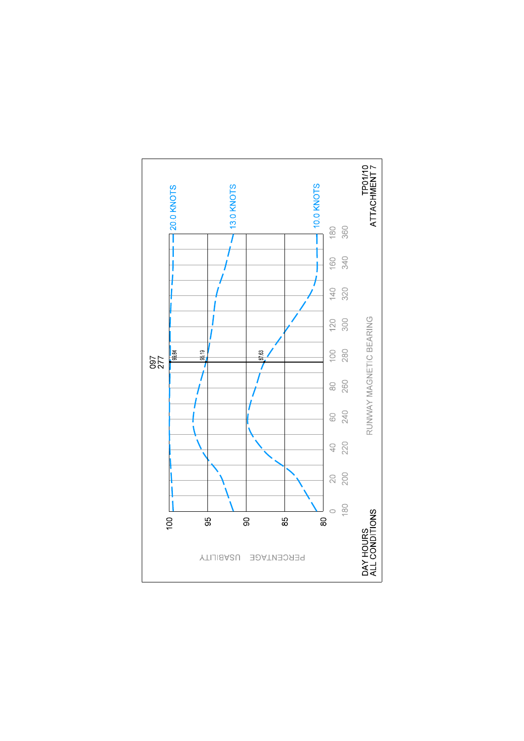DAY HOURS
ALL CONDITIONS

PERCENTAGE USABILITY

100
95
90
85
80

097
277

99.84
95.19
87.63

20.0 KNOTS
13.0 KNOTS
10.0 KNOTS

0 20 40 60 80 100 120 140 160 180
180 200 220 240 260 280 300 320 340 360

RUNWAY MAGNETIC BEARING

TP01/10
ATTACHMENT 7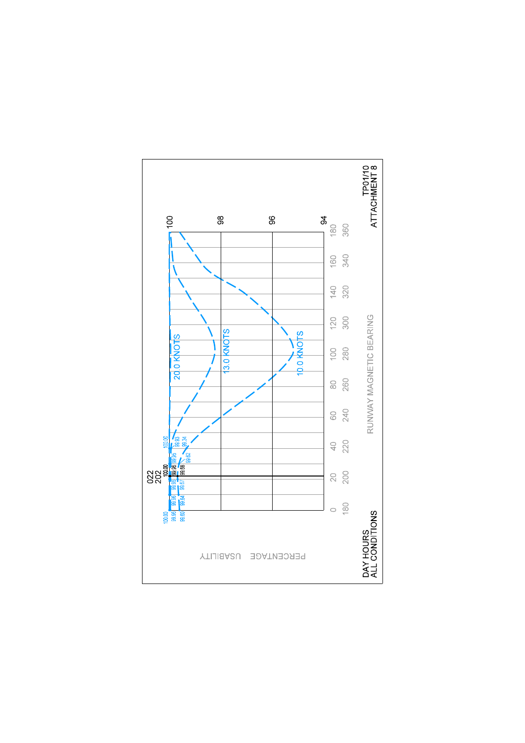TP01/10
ATTACHMENT 8

DAY HOURS
ALL CONDITIONS

PERCENTAGE USABILITY

RUNWAY MAGNETIC BEARING

20.0 KNOTS

13.0 KNOTS

10.0 KNOTS

022
202

100
98
96
94

0 20 40 60 80 100 120 140 160 180

180 200 220 240 260 280 300 320 340 360

100.00 99.96 99.60 99.96 99.54 99.96 99.67 100.00 99.96 99.58 99.95 99.62 99.93 99.34 100.00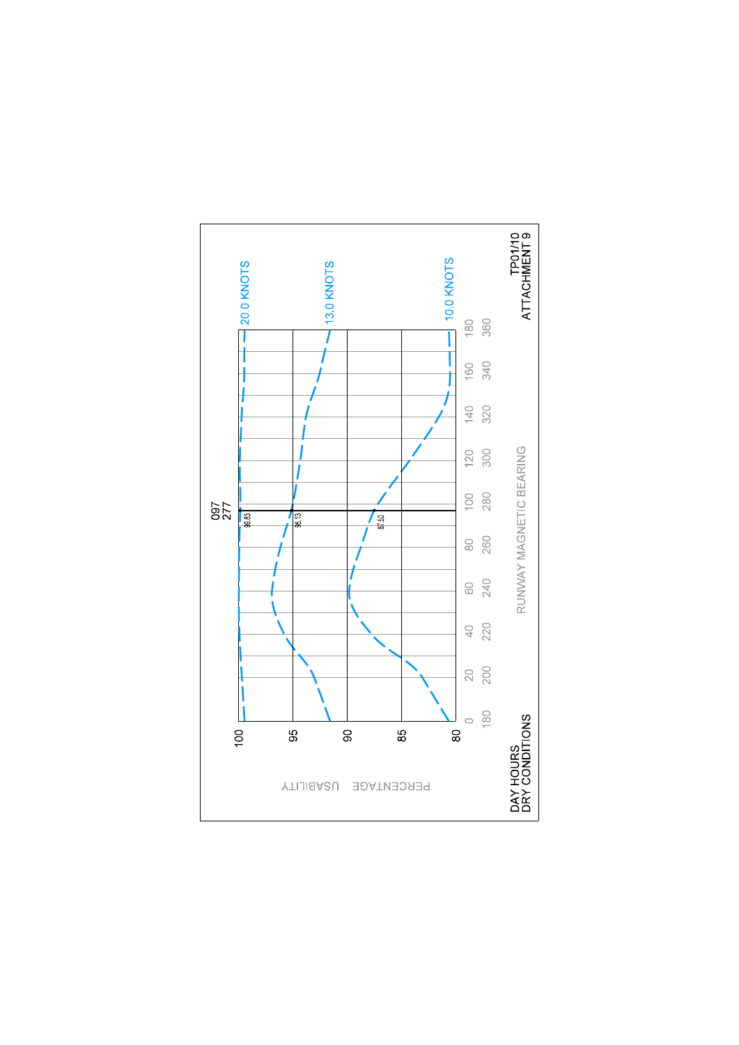TP01/10
ATTACHMENT 9

DAY HOURS
DRY CONDITIONS

PERCENTAGE USABILITY

RUNWAY MAGNETIC BEARING

097
277

| Percentage usability | 20.0 KNOTS | 13.0 KNOTS | 10.0 KNOTS |
|---|---|---|---|
| At runway 097/277 | 99.83 | 95.13 | 87.50 |

Y-axis: 100, 95, 90, 85, 80

X-axis: 0, 20, 40, 60, 80, 100, 120, 140, 160, 180
180, 200, 220, 240, 260, 280, 300, 320, 340, 360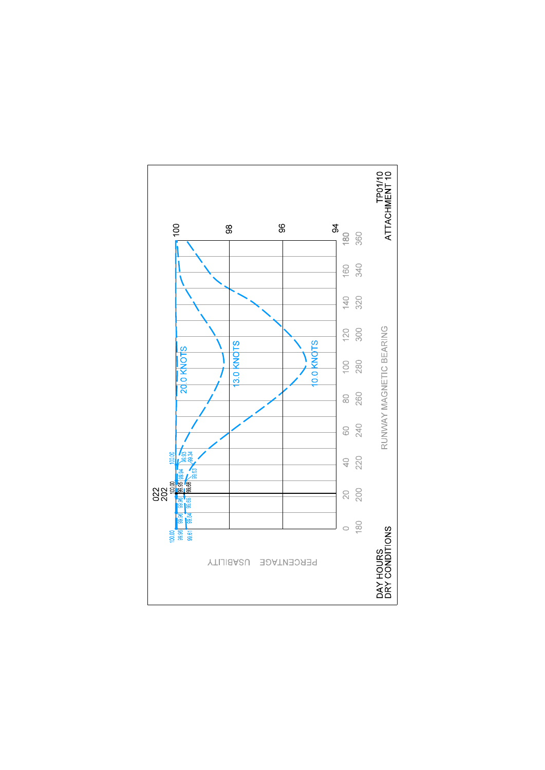TP01/10
ATTACHMENT 10

DAY HOURS
DRY CONDITIONS

PERCENTAGE USABILITY

RUNWAY MAGNETIC BEARING

022
202

20.0 KNOTS

13.0 KNOTS

10.0 KNOTS

100.00 99.99 99.61

99.96 99.84

99.96 99.66

100.00 99.95 99.88

99.94 99.63

100.00 99.93 99.34

| RUNWAY MAGNETIC BEARING | | | | | | | | | | |
|---|---|---|---|---|---|---|---|---|---|---|
| 0 | 20 | 40 | 60 | 80 | 100 | 120 | 140 | 160 | 180 |
| 180 | 200 | 220 | 240 | 260 | 280 | 300 | 320 | 340 | 360 |

PERCENTAGE USABILITY: 94, 96, 98, 100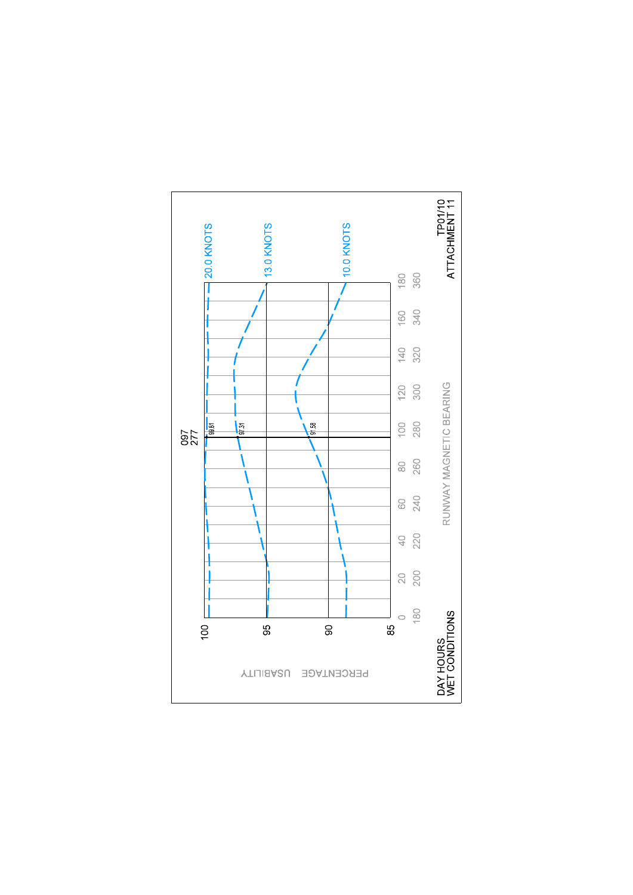PERCENTAGE USABILITY

100

95

90

85

0 20 40 60 80 100 120 140 160 180

180 200 220 240 260 280 300 320 340 360

RUNWAY MAGNETIC BEARING

097
277

99.81

97.31

91.58

20.0 KNOTS

13.0 KNOTS

10.0 KNOTS

DAY HOURS
WET CONDITIONS

TP01/10
ATTACHMENT 11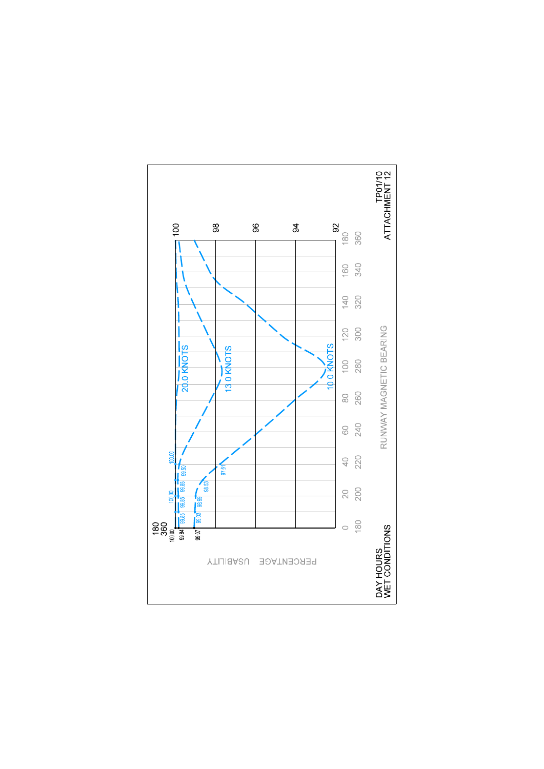DAY HOURS
WET CONDITIONS

TP01/10
ATTACHMENT 12

PERCENTAGE USABILITY

RUNWAY MAGNETIC BEARING

| | 0 | 20 | 40 | 60 | 80 | 100 | 120 | 140 | 160 | 180 |
|---|---|---|---|---|---|---|---|---|---|---|
| | 180 | 200 | 220 | 240 | 260 | 280 | 300 | 320 | 340 | 360 |

20.0 KNOTS: 100.00, 99.84, 99.85, 99.86, 99.86, 99.50, 100.00, 100.00

13.0 KNOTS

10.0 KNOTS: 99.07, 99.03, 98.99, 98.63, 97.61

100, 98, 96, 94, 92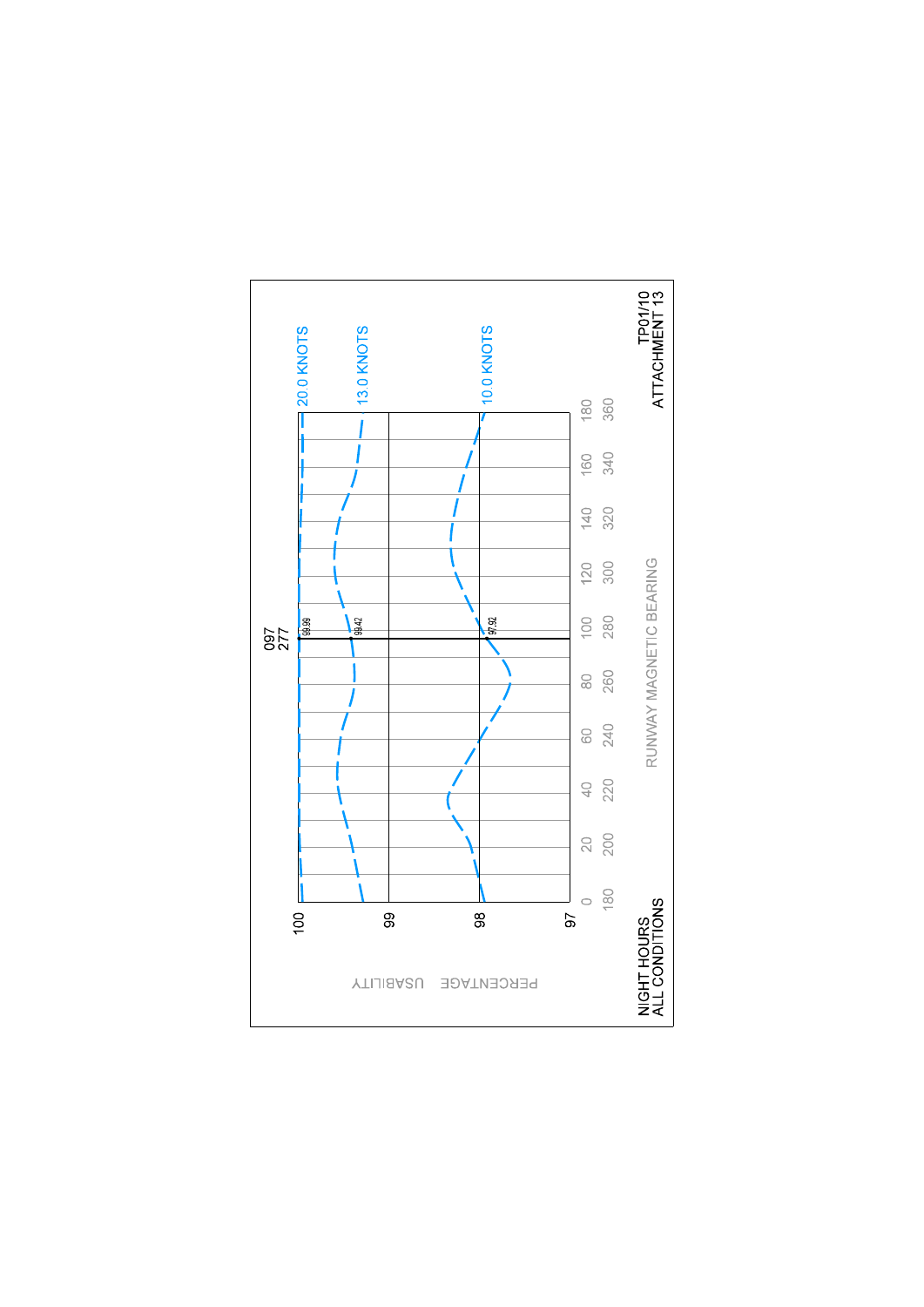NIGHT HOURS
ALL CONDITIONS

TP01/10
ATTACHMENT 13

097
277

PERCENTAGE USABILITY

RUNWAY MAGNETIC BEARING

20.0 KNOTS
13.0 KNOTS
10.0 KNOTS

99.99
99.42
97.92

100
99
98
97

0 | 20 | 40 | 60 | 80 | 100 | 120 | 140 | 160 | 180
180 | 200 | 220 | 240 | 260 | 280 | 300 | 320 | 340 | 360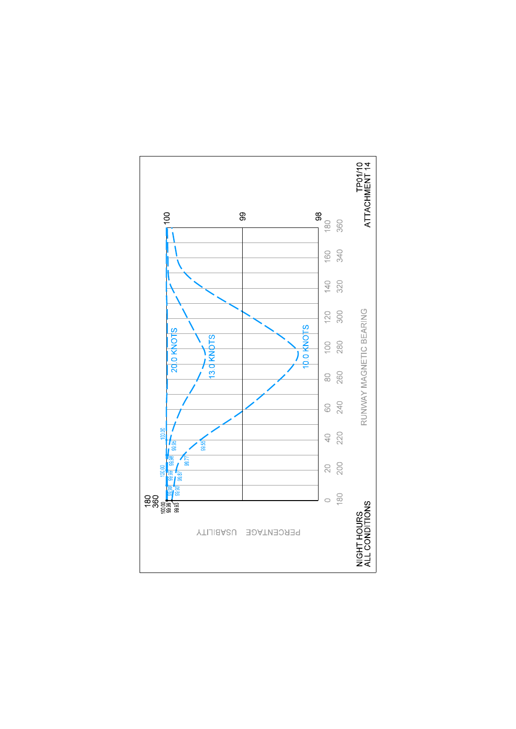NIGHT HOURS
ALL CONDITIONS

TP01/10
ATTACHMENT 14

PERCENTAGE USABILITY

RUNWAY MAGNETIC BEARING

0 20 40 60 80 100 120 140 160 180

180 200 220 240 260 280 300 320 340 360

100
99
98

180
360

100.00
99.99
99.93

20.0 KNOTS

13.0 KNOTS

10.0 KNOTS

100.00
99.99
99.90
100.00
99.99
99.87
99.98
99.77
100.00
99.95
99.55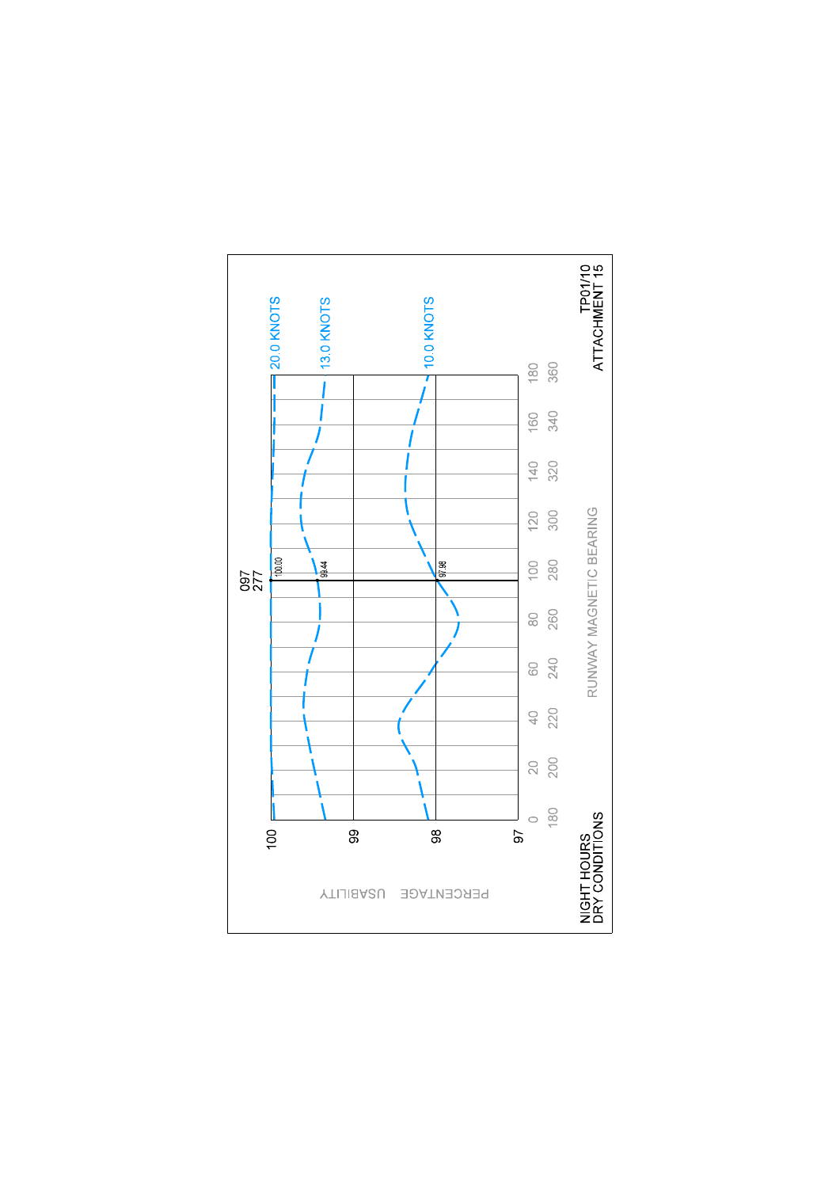097
277

20.0 KNOTS

13.0 KNOTS

10.0 KNOTS

100.00

99.44

97.98

PERCENTAGE USABILITY

100

99

98

97

0 20 40 60 80 100 120 140 160 180

180 200 220 240 260 280 300 320 340 360

RUNWAY MAGNETIC BEARING

NIGHT HOURS
DRY CONDITIONS

TP01/10
ATTACHMENT 15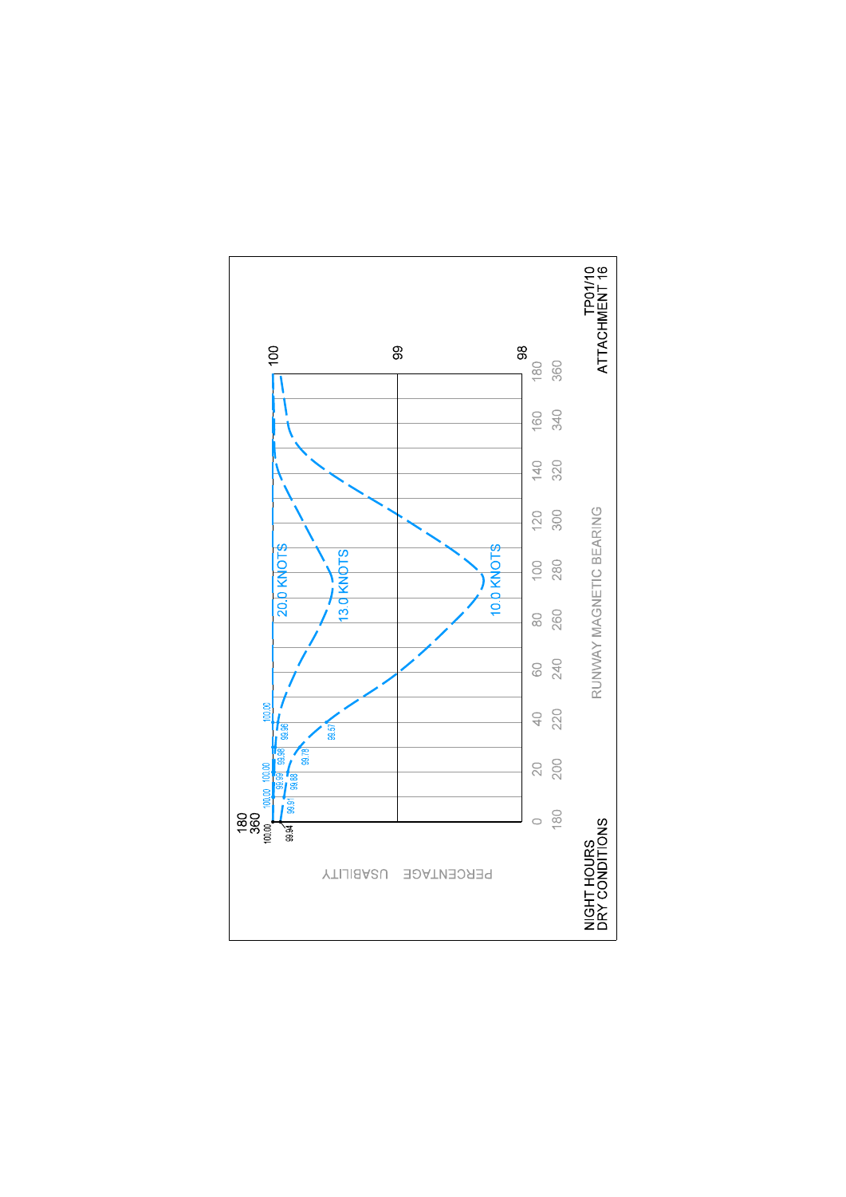NIGHT HOURS
DRY CONDITIONS

PERCENTAGE USABILITY

RUNWAY MAGNETIC BEARING

20.0 KNOTS

13.0 KNOTS

10.0 KNOTS

TP01/10
ATTACHMENT 16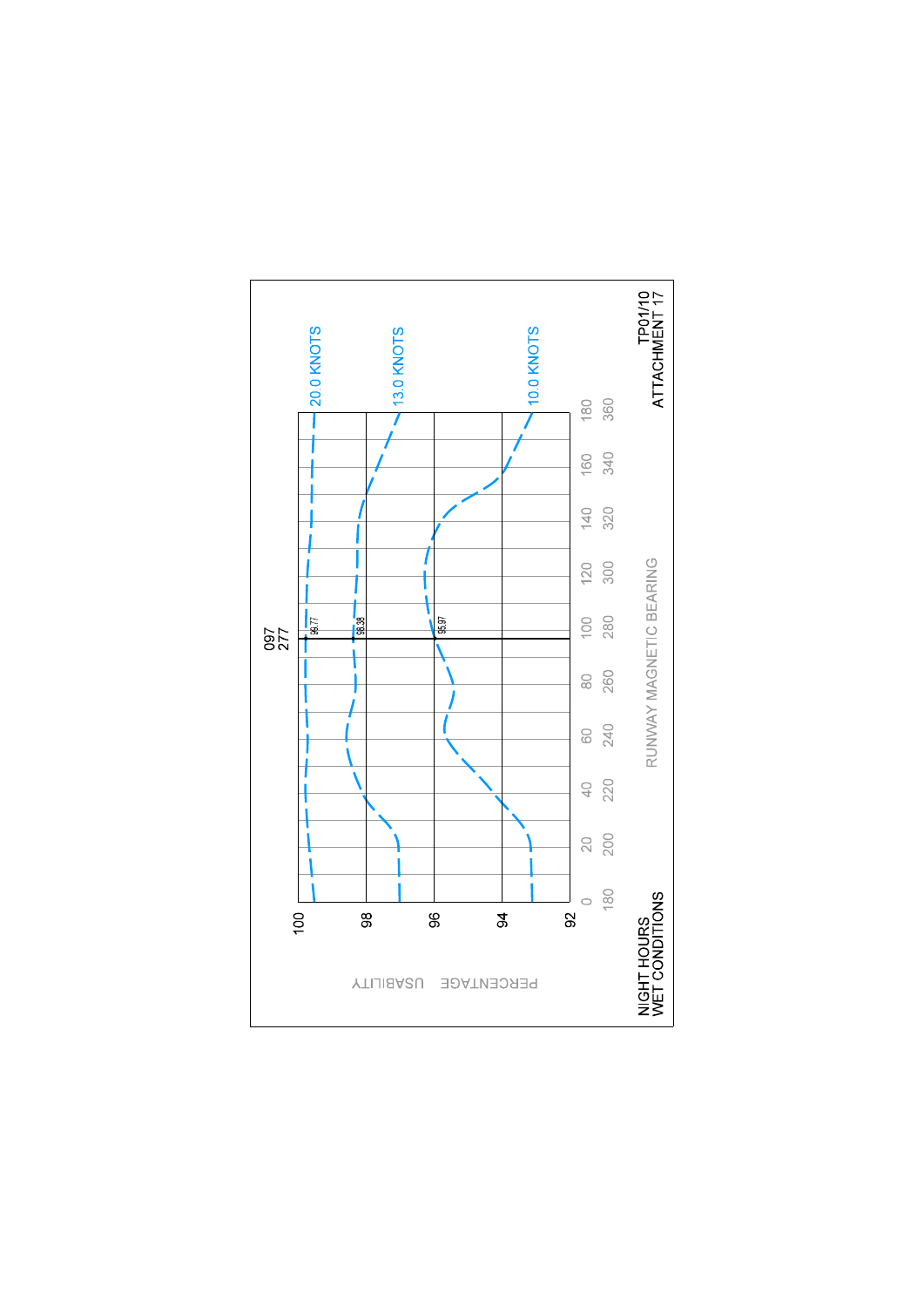NIGHT HOURS
WET CONDITIONS

TP01/10
ATTACHMENT 17

PERCENTAGE USABILITY

RUNWAY MAGNETIC BEARING

097
277

20.0 KNOTS

13.0 KNOTS

10.0 KNOTS

99.77

98.38

95.97

100
98
96
94
92

0 20 40 60 80 100 120 140 160 180

180 200 220 240 260 280 300 320 340 360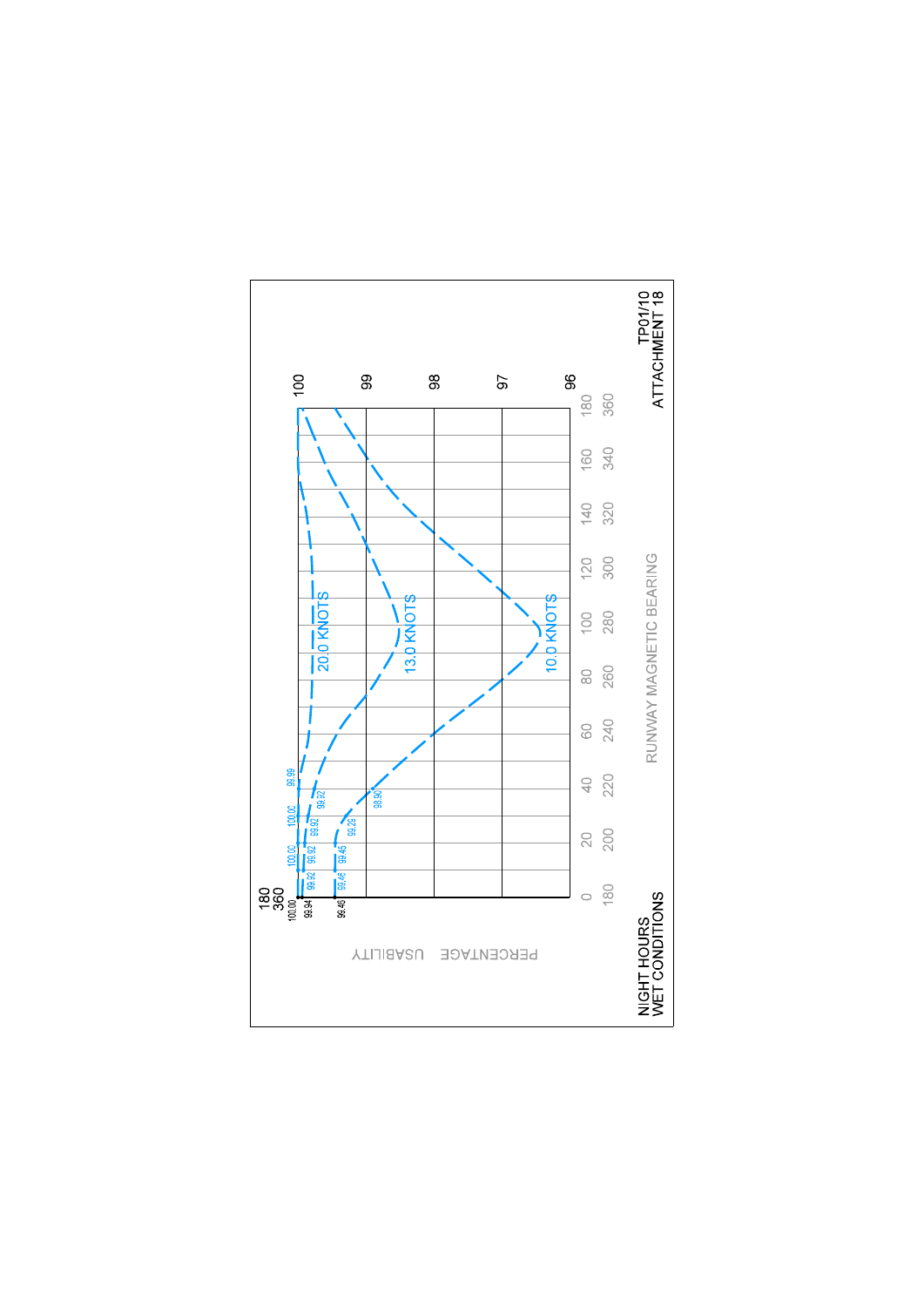NIGHT HOURS
WET CONDITIONS

TP01/10
ATTACHMENT 18

PERCENTAGE USABILITY

RUNWAY MAGNETIC BEARING

180
360

100
99
98
97
96

0 20 40 60 80 100 120 140 160 180
180 200 220 240 260 280 300 320 340 360

20.0 KNOTS
13.0 KNOTS
10.0 KNOTS

100.00
99.94
99.45
99.92
99.46
100.00
99.92
99.45
100.00
99.92
99.25
99.99
99.72
98.90